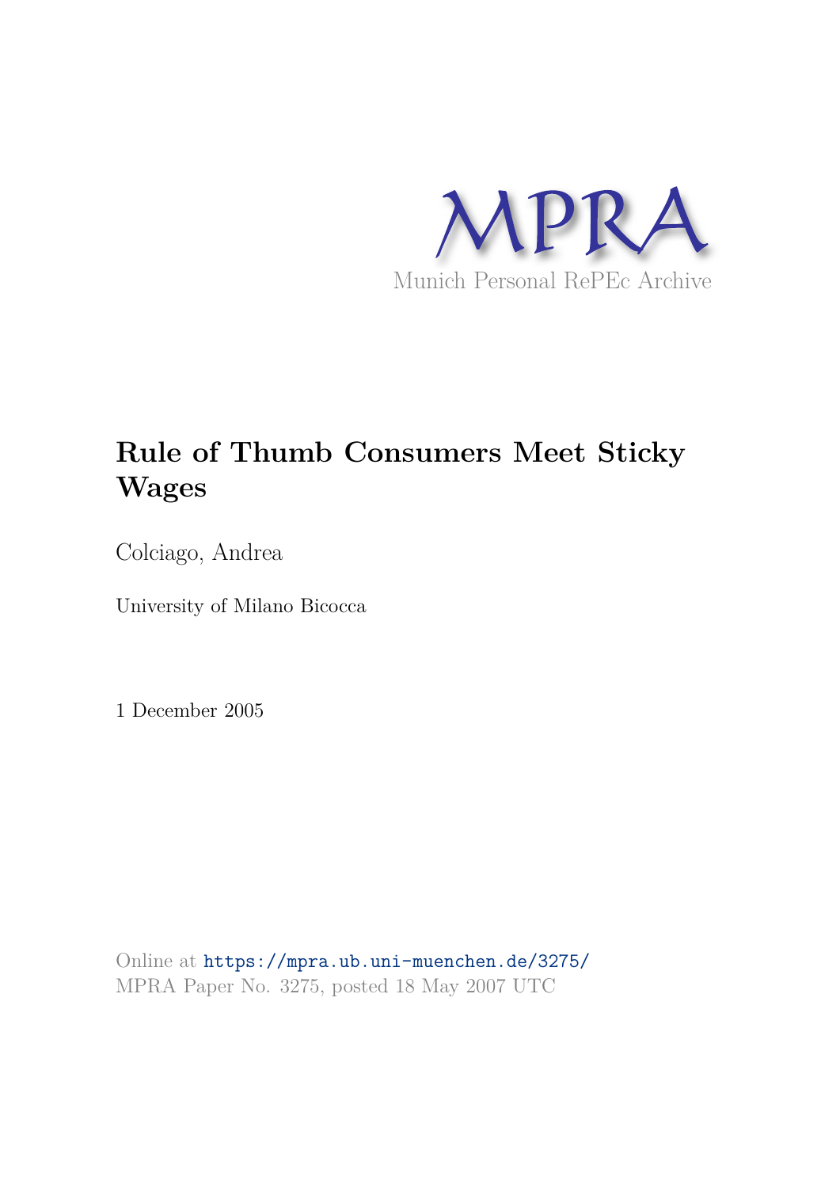MPRA

Munich Personal RePEc Archive

# Rule of Thumb Consumers Meet Sticky Wages

Colciago, Andrea

University of Milano Bicocca

1 December 2005

Online at https://mpra.ub.uni-muenchen.de/3275/
MPRA Paper No. 3275, posted 18 May 2007 UTC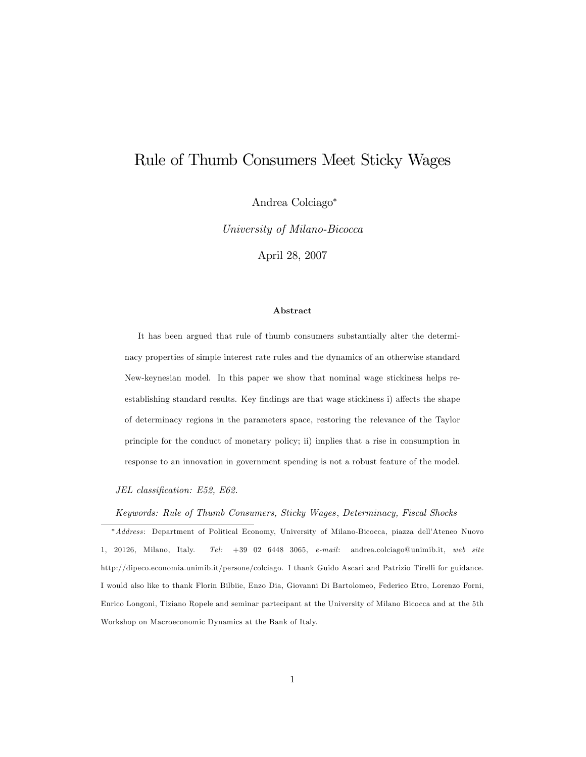# Rule of Thumb Consumers Meet Sticky Wages

Andrea Colciago*

*University of Milano-Bicocca*

April 28, 2007

**Abstract**

It has been argued that rule of thumb consumers substantially alter the determinacy properties of simple interest rate rules and the dynamics of an otherwise standard New-keynesian model. In this paper we show that nominal wage stickiness helps re-establishing standard results. Key findings are that wage stickiness i) affects the shape of determinacy regions in the parameters space, restoring the relevance of the Taylor principle for the conduct of monetary policy; ii) implies that a rise in consumption in response to an innovation in government spending is not a robust feature of the model.

*JEL classification: E52, E62.*

*Keywords: Rule of Thumb Consumers, Sticky Wages, Determinacy, Fiscal Shocks*

---

\* *Address*: Department of Political Economy, University of Milano-Bicocca, piazza dell'Ateneo Nuovo 1, 20126, Milano, Italy. *Tel:* +39 02 6448 3065, *e-mail*: andrea.colciago@unimib.it, *web site* http://dipeco.economia.unimib.it/persone/colciago. I thank Guido Ascari and Patrizio Tirelli for guidance. I would also like to thank Florin Bilbiie, Enzo Dia, Giovanni Di Bartolomeo, Federico Etro, Lorenzo Forni, Enrico Longoni, Tiziano Ropele and seminar partecipant at the University of Milano Bicocca and at the 5th Workshop on Macroeconomic Dynamics at the Bank of Italy.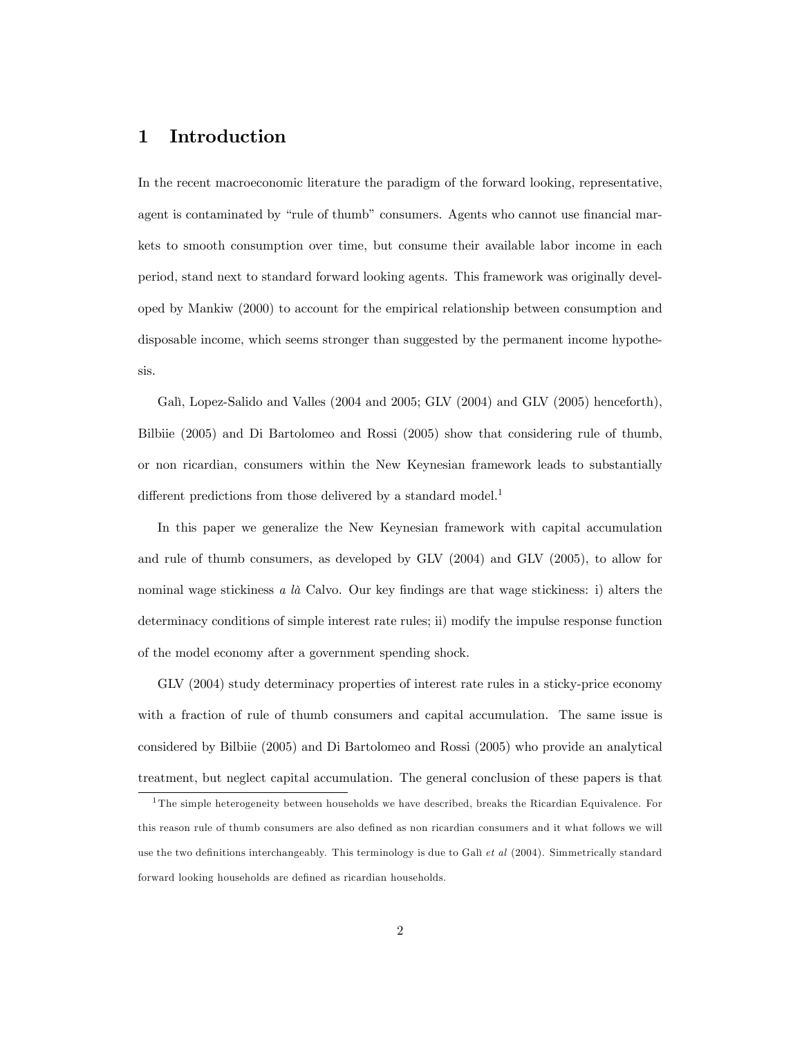# 1 Introduction

In the recent macroeconomic literature the paradigm of the forward looking, representative, agent is contaminated by "rule of thumb" consumers. Agents who cannot use financial markets to smooth consumption over time, but consume their available labor income in each period, stand next to standard forward looking agents. This framework was originally developed by Mankiw (2000) to account for the empirical relationship between consumption and disposable income, which seems stronger than suggested by the permanent income hypothesis.

Galì, Lopez-Salido and Valles (2004 and 2005; GLV (2004) and GLV (2005) henceforth), Bilbiie (2005) and Di Bartolomeo and Rossi (2005) show that considering rule of thumb, or non ricardian, consumers within the New Keynesian framework leads to substantially different predictions from those delivered by a standard model.[1]

In this paper we generalize the New Keynesian framework with capital accumulation and rule of thumb consumers, as developed by GLV (2004) and GLV (2005), to allow for nominal wage stickiness *a là* Calvo. Our key findings are that wage stickiness: i) alters the determinacy conditions of simple interest rate rules; ii) modify the impulse response function of the model economy after a government spending shock.

GLV (2004) study determinacy properties of interest rate rules in a sticky-price economy with a fraction of rule of thumb consumers and capital accumulation. The same issue is considered by Bilbiie (2005) and Di Bartolomeo and Rossi (2005) who provide an analytical treatment, but neglect capital accumulation. The general conclusion of these papers is that

[1] The simple heterogeneity between households we have described, breaks the Ricardian Equivalence. For this reason rule of thumb consumers are also defined as non ricardian consumers and it what follows we will use the two definitions interchangeably. This terminology is due to Galì *et al* (2004). Simmetrically standard forward looking households are defined as ricardian households.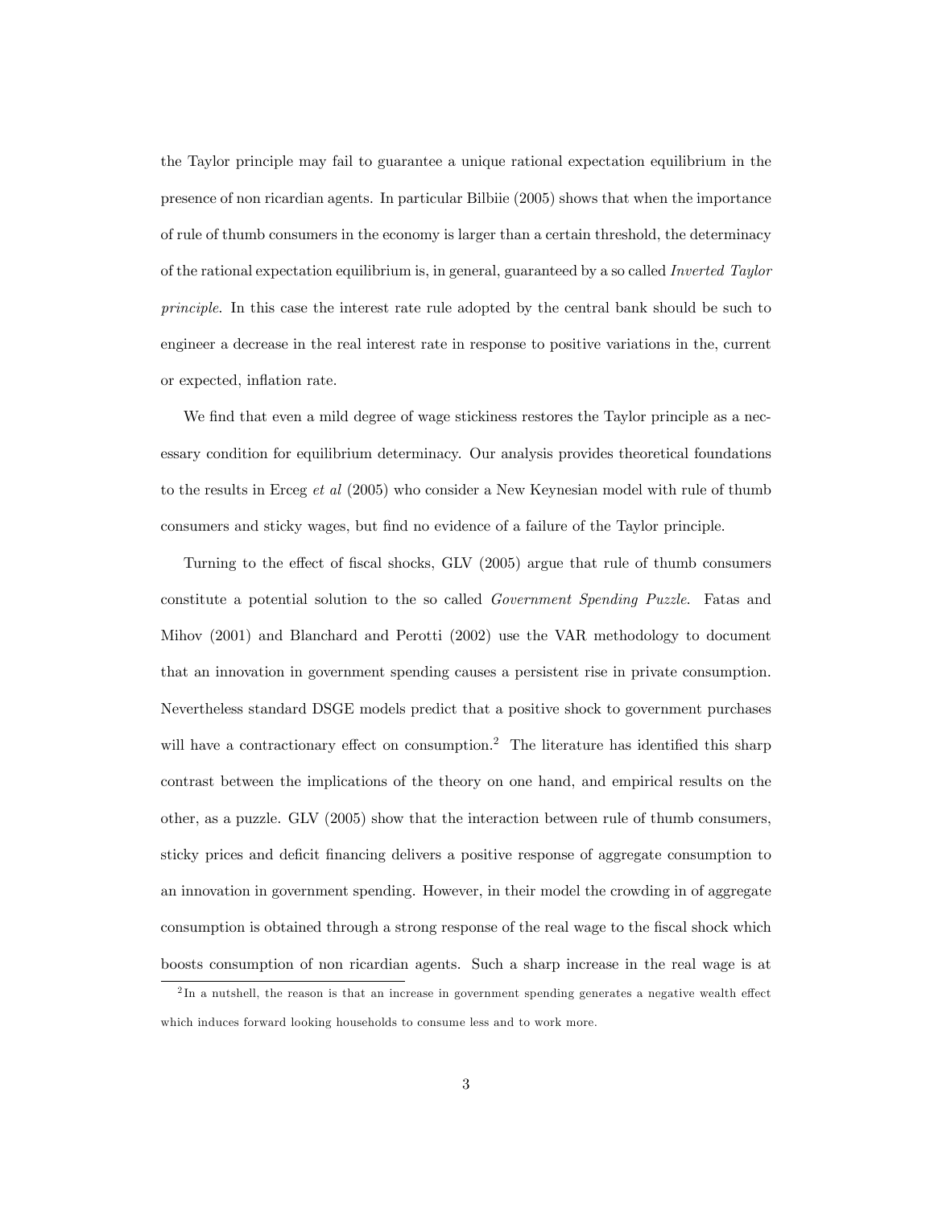the Taylor principle may fail to guarantee a unique rational expectation equilibrium in the presence of non ricardian agents. In particular Bilbiie (2005) shows that when the importance of rule of thumb consumers in the economy is larger than a certain threshold, the determinacy of the rational expectation equilibrium is, in general, guaranteed by a so called *Inverted Taylor principle*. In this case the interest rate rule adopted by the central bank should be such to engineer a decrease in the real interest rate in response to positive variations in the, current or expected, inflation rate.

We find that even a mild degree of wage stickiness restores the Taylor principle as a necessary condition for equilibrium determinacy. Our analysis provides theoretical foundations to the results in Erceg *et al* (2005) who consider a New Keynesian model with rule of thumb consumers and sticky wages, but find no evidence of a failure of the Taylor principle.

Turning to the effect of fiscal shocks, GLV (2005) argue that rule of thumb consumers constitute a potential solution to the so called *Government Spending Puzzle*. Fatas and Mihov (2001) and Blanchard and Perotti (2002) use the VAR methodology to document that an innovation in government spending causes a persistent rise in private consumption. Nevertheless standard DSGE models predict that a positive shock to government purchases will have a contractionary effect on consumption.[2] The literature has identified this sharp contrast between the implications of the theory on one hand, and empirical results on the other, as a puzzle. GLV (2005) show that the interaction between rule of thumb consumers, sticky prices and deficit financing delivers a positive response of aggregate consumption to an innovation in government spending. However, in their model the crowding in of aggregate consumption is obtained through a strong response of the real wage to the fiscal shock which boosts consumption of non ricardian agents. Such a sharp increase in the real wage is at

[2] In a nutshell, the reason is that an increase in government spending generates a negative wealth effect which induces forward looking households to consume less and to work more.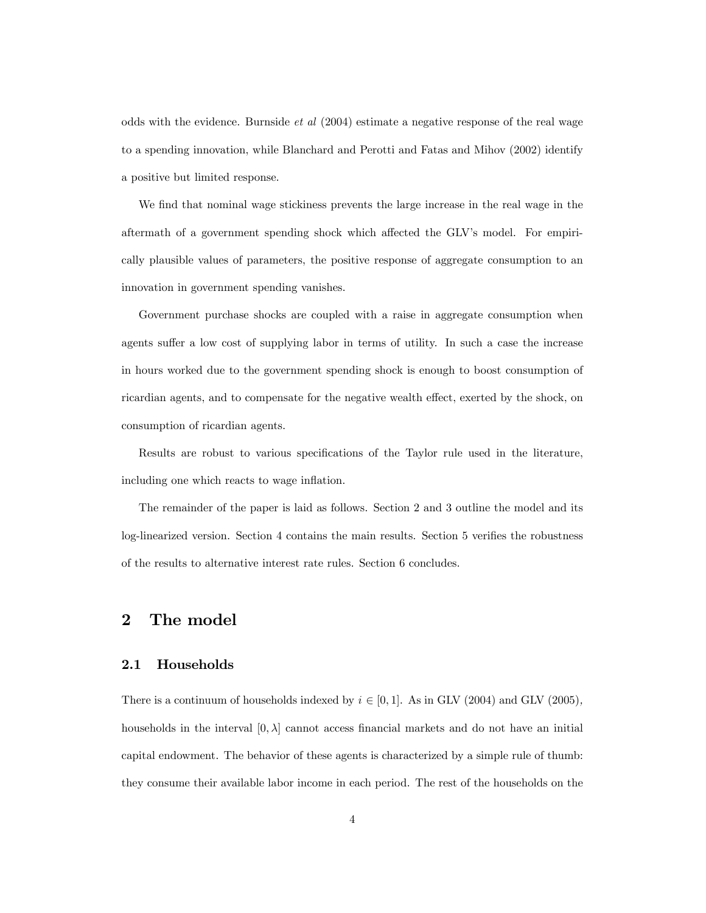odds with the evidence. Burnside *et al* (2004) estimate a negative response of the real wage to a spending innovation, while Blanchard and Perotti and Fatas and Mihov (2002) identify a positive but limited response.

We find that nominal wage stickiness prevents the large increase in the real wage in the aftermath of a government spending shock which affected the GLV's model. For empirically plausible values of parameters, the positive response of aggregate consumption to an innovation in government spending vanishes.

Government purchase shocks are coupled with a raise in aggregate consumption when agents suffer a low cost of supplying labor in terms of utility. In such a case the increase in hours worked due to the government spending shock is enough to boost consumption of ricardian agents, and to compensate for the negative wealth effect, exerted by the shock, on consumption of ricardian agents.

Results are robust to various specifications of the Taylor rule used in the literature, including one which reacts to wage inflation.

The remainder of the paper is laid as follows. Section 2 and 3 outline the model and its log-linearized version. Section 4 contains the main results. Section 5 verifies the robustness of the results to alternative interest rate rules. Section 6 concludes.

# 2 The model

## 2.1 Households

There is a continuum of households indexed by $i \in [0, 1]$. As in GLV (2004) and GLV (2005), households in the interval $[0, \lambda]$ cannot access financial markets and do not have an initial capital endowment. The behavior of these agents is characterized by a simple rule of thumb: they consume their available labor income in each period. The rest of the households on the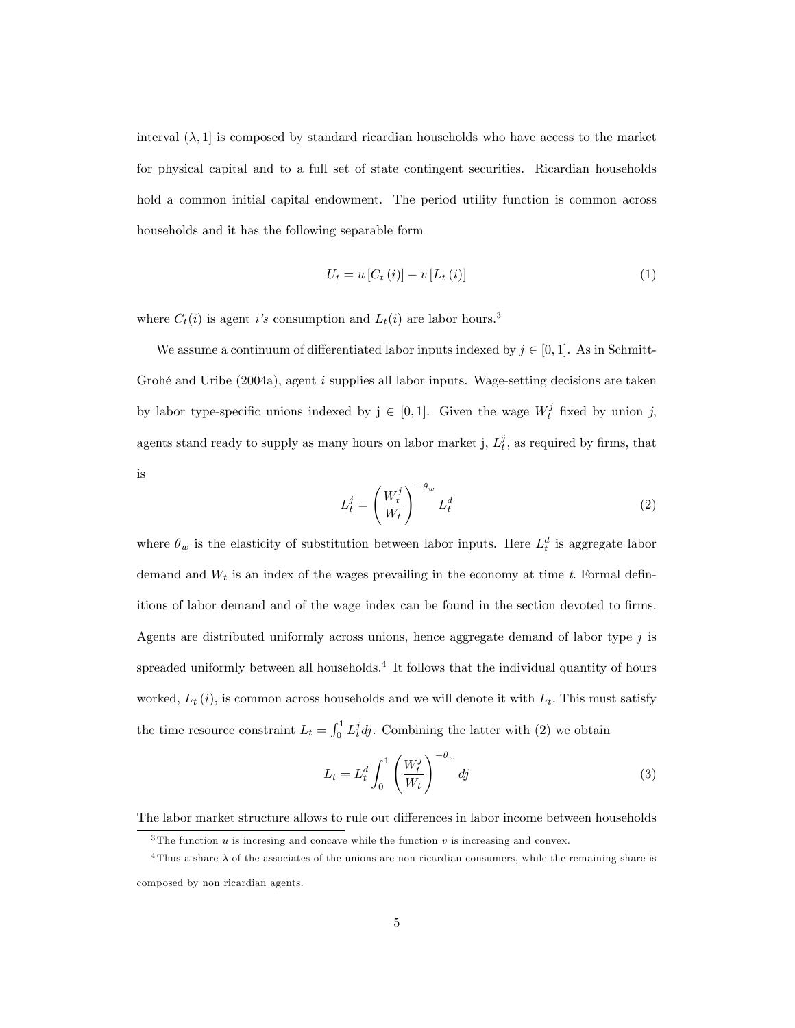interval $(\lambda, 1]$ is composed by standard ricardian households who have access to the market for physical capital and to a full set of state contingent securities. Ricardian households hold a common initial capital endowment. The period utility function is common across households and it has the following separable form

$$U_t = u\left[C_t\left(i\right)\right] - v\left[L_t\left(i\right)\right] \tag{1}$$

where $C_t(i)$ is agent *i's* consumption and $L_t(i)$ are labor hours.[3]

We assume a continuum of differentiated labor inputs indexed by $j \in [0, 1]$. As in Schmitt-Grohé and Uribe (2004a), agent $i$ supplies all labor inputs. Wage-setting decisions are taken by labor type-specific unions indexed by j $\in$ [0, 1]. Given the wage $W_t^j$ fixed by union $j$, agents stand ready to supply as many hours on labor market j, $L_t^j$, as required by firms, that is

$$L_t^j = \left(\frac{W_t^j}{W_t}\right)^{-\theta_w} L_t^d \tag{2}$$

where $\theta_w$ is the elasticity of substitution between labor inputs. Here $L_t^d$ is aggregate labor demand and $W_t$ is an index of the wages prevailing in the economy at time $t$. Formal definitions of labor demand and of the wage index can be found in the section devoted to firms. Agents are distributed uniformly across unions, hence aggregate demand of labor type $j$ is spreaded uniformly between all households.[4] It follows that the individual quantity of hours worked, $L_t\left(i\right)$, is common across households and we will denote it with $L_t$. This must satisfy the time resource constraint $L_t = \int_0^1 L_t^j dj$. Combining the latter with (2) we obtain

$$L_t = L_t^d \int_0^1 \left(\frac{W_t^j}{W_t}\right)^{-\theta_w} dj \tag{3}$$

The labor market structure allows to rule out differences in labor income between households

---

[3] The function $u$ is incresing and concave while the function $v$ is increasing and convex.

[4] Thus a share $\lambda$ of the associates of the unions are non ricardian consumers, while the remaining share is composed by non ricardian agents.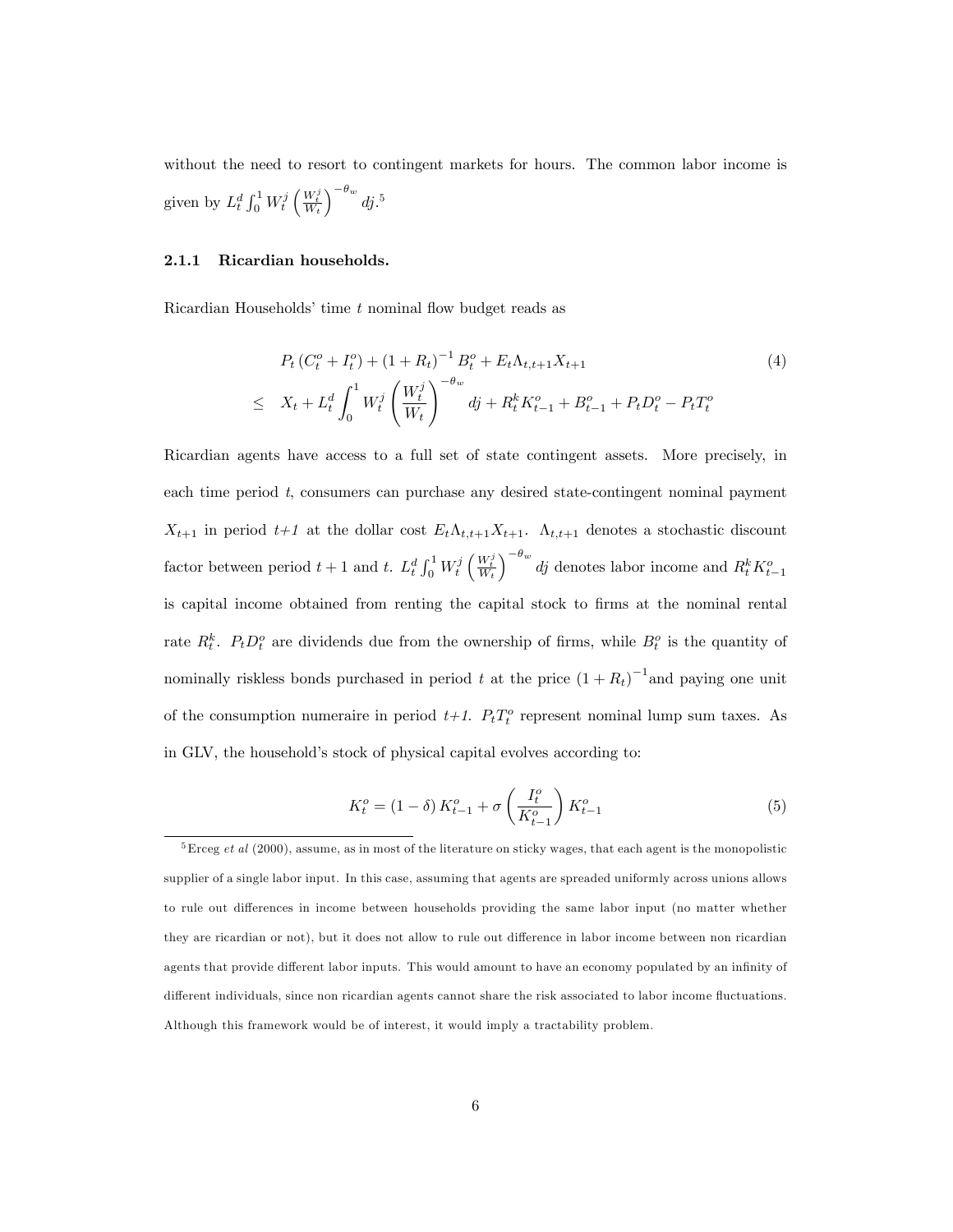without the need to resort to contingent markets for hours. The common labor income is given by $L_t^d \int_0^1 W_t^j \left(\frac{W_t^j}{W_t}\right)^{-\theta_w} dj$.[5]

### 2.1.1 Ricardian households.

Ricardian Households' time $t$ nominal flow budget reads as

$$
\begin{aligned}
& P_t \left(C_t^o + I_t^o\right) + \left(1 + R_t\right)^{-1} B_t^o + E_t \Lambda_{t,t+1} X_{t+1} \\
\leq \quad & X_t + L_t^d \int_0^1 W_t^j \left(\frac{W_t^j}{W_t}\right)^{-\theta_w} dj + R_t^k K_{t-1}^o + B_{t-1}^o + P_t D_t^o - P_t T_t^o
\end{aligned}
\tag{4}
$$

Ricardian agents have access to a full set of state contingent assets. More precisely, in each time period $t$, consumers can purchase any desired state-contingent nominal payment $X_{t+1}$ in period $t+1$ at the dollar cost $E_t \Lambda_{t,t+1} X_{t+1}$. $\Lambda_{t,t+1}$ denotes a stochastic discount factor between period $t+1$ and $t$. $L_t^d \int_0^1 W_t^j \left(\frac{W_t^j}{W_t}\right)^{-\theta_w} dj$ denotes labor income and $R_t^k K_{t-1}^o$ is capital income obtained from renting the capital stock to firms at the nominal rental rate $R_t^k$. $P_t D_t^o$ are dividends due from the ownership of firms, while $B_t^o$ is the quantity of nominally riskless bonds purchased in period $t$ at the price $\left(1 + R_t\right)^{-1}$and paying one unit of the consumption numeraire in period *t+1*. $P_t T_t^o$ represent nominal lump sum taxes. As in GLV, the household's stock of physical capital evolves according to:

$$
K_t^o = (1 - \delta) K_{t-1}^o + \sigma \left(\frac{I_t^o}{K_{t-1}^o}\right) K_{t-1}^o \tag{5}
$$

[5] Erceg *et al* (2000), assume, as in most of the literature on sticky wages, that each agent is the monopolistic supplier of a single labor input. In this case, assuming that agents are spreaded uniformly across unions allows to rule out differences in income between households providing the same labor input (no matter whether they are ricardian or not), but it does not allow to rule out difference in labor income between non ricardian agents that provide different labor inputs. This would amount to have an economy populated by an infinity of different individuals, since non ricardian agents cannot share the risk associated to labor income fluctuations. Although this framework would be of interest, it would imply a tractability problem.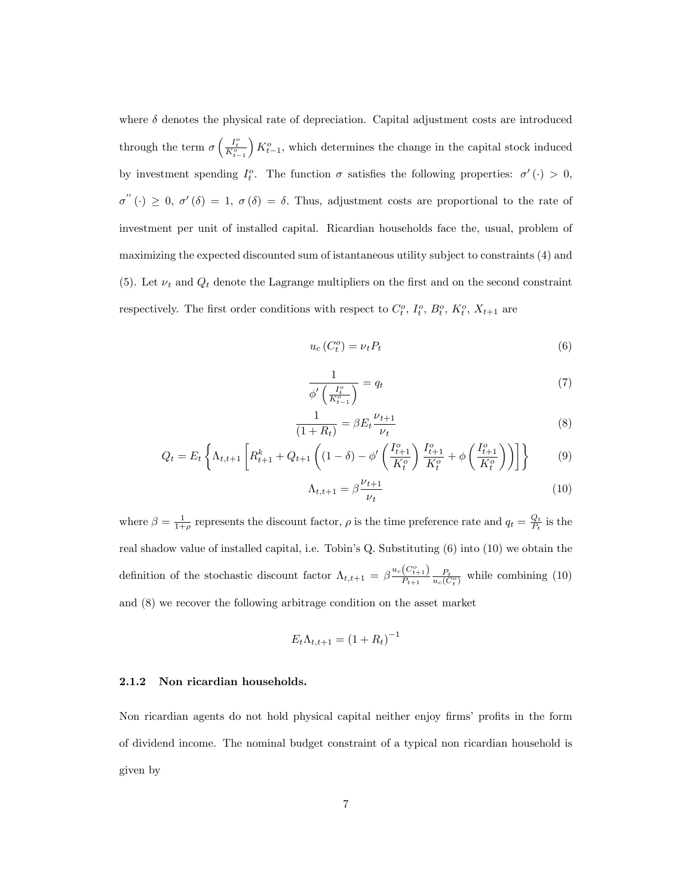where $\delta$ denotes the physical rate of depreciation. Capital adjustment costs are introduced through the term $\sigma\left(\frac{I_t^o}{K_{t-1}^o}\right)K_{t-1}^o$, which determines the change in the capital stock induced by investment spending $I_t^o$. The function $\sigma$ satisfies the following properties: $\sigma'(\cdot) > 0$, $\sigma''(\cdot) \geq 0$, $\sigma'(\delta) = 1$, $\sigma(\delta) = \delta$. Thus, adjustment costs are proportional to the rate of investment per unit of installed capital. Ricardian households face the, usual, problem of maximizing the expected discounted sum of istantaneous utility subject to constraints (4) and (5). Let $\nu_t$ and $Q_t$ denote the Lagrange multipliers on the first and on the second constraint respectively. The first order conditions with respect to $C_t^o$, $I_t^o$, $B_t^o$, $K_t^o$, $X_{t+1}$ are

$$u_c(C_t^o) = \nu_t P_t \tag{6}$$

$$\frac{1}{\phi'\left(\frac{I_t^o}{K_{t-1}^o}\right)} = q_t \tag{7}$$

$$\frac{1}{(1+R_t)} = \beta E_t \frac{\nu_{t+1}}{\nu_t} \tag{8}$$

$$Q_t = E_t\left\{\Lambda_{t,t+1}\left[R_{t+1}^k + Q_{t+1}\left((1-\delta) - \phi'\left(\frac{I_{t+1}^o}{K_t^o}\right)\frac{I_{t+1}^o}{K_t^o} + \phi\left(\frac{I_{t+1}^o}{K_t^o}\right)\right)\right]\right\} \tag{9}$$

$$\Lambda_{t,t+1} = \beta\frac{\nu_{t+1}}{\nu_t} \tag{10}$$

where $\beta = \frac{1}{1+\rho}$ represents the discount factor, $\rho$ is the time preference rate and $q_t = \frac{Q_t}{P_t}$ is the real shadow value of installed capital, i.e. Tobin's Q. Substituting (6) into (10) we obtain the definition of the stochastic discount factor $\Lambda_{t,t+1} = \beta\frac{u_c(C_{t+1}^o)}{P_{t+1}}\frac{P_t}{u_c(C_t^o)}$ while combining (10) and (8) we recover the following arbitrage condition on the asset market

$$E_t\Lambda_{t,t+1} = (1+R_t)^{-1}$$

### 2.1.2 Non ricardian households.

Non ricardian agents do not hold physical capital neither enjoy firms' profits in the form of dividend income. The nominal budget constraint of a typical non ricardian household is given by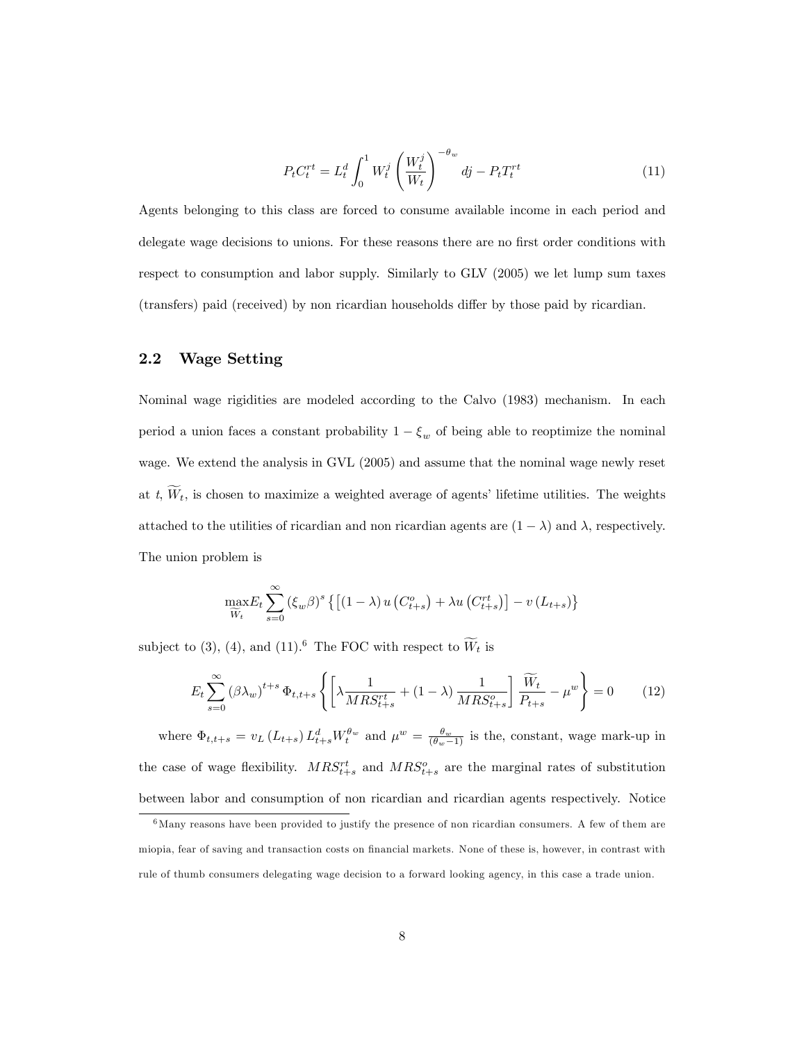$$P_t C_t^{rt} = L_t^d \int_0^1 W_t^j \left( \frac{W_t^j}{W_t} \right)^{-\theta_w} dj - P_t T_t^{rt} \tag{11}$$

Agents belonging to this class are forced to consume available income in each period and delegate wage decisions to unions. For these reasons there are no first order conditions with respect to consumption and labor supply. Similarly to GLV (2005) we let lump sum taxes (transfers) paid (received) by non ricardian households differ by those paid by ricardian.

## 2.2 Wage Setting

Nominal wage rigidities are modeled according to the Calvo (1983) mechanism. In each period a union faces a constant probability $1 - \xi_w$ of being able to reoptimize the nominal wage. We extend the analysis in GVL (2005) and assume that the nominal wage newly reset at $t$, $\widetilde{W}_t$, is chosen to maximize a weighted average of agents' lifetime utilities. The weights attached to the utilities of ricardian and non ricardian agents are $(1 - \lambda)$ and $\lambda$, respectively. The union problem is

$$\max_{\widetilde{W}_t} E_t \sum_{s=0}^{\infty} (\xi_w \beta)^s \left\{ \left[ (1 - \lambda) u \left( C_{t+s}^o \right) + \lambda u \left( C_{t+s}^{rt} \right) \right] - v \left( L_{t+s} \right) \right\}$$

subject to (3), (4), and (11).[6] The FOC with respect to $\widetilde{W}_t$ is

$$E_t \sum_{s=0}^{\infty} (\beta \lambda_w)^{t+s} \Phi_{t,t+s} \left\{ \left[ \lambda \frac{1}{MRS_{t+s}^{rt}} + (1 - \lambda) \frac{1}{MRS_{t+s}^o} \right] \frac{\widetilde{W}_t}{P_{t+s}} - \mu^w \right\} = 0 \tag{12}$$

where $\Phi_{t,t+s} = v_L \left( L_{t+s} \right) L_{t+s}^d W_t^{\theta_w}$ and $\mu^w = \frac{\theta_w}{(\theta_w - 1)}$ is the, constant, wage mark-up in the case of wage flexibility. $MRS_{t+s}^{rt}$ and $MRS_{t+s}^o$ are the marginal rates of substitution between labor and consumption of non ricardian and ricardian agents respectively. Notice

[6] Many reasons have been provided to justify the presence of non ricardian consumers. A few of them are miopia, fear of saving and transaction costs on financial markets. None of these is, however, in contrast with rule of thumb consumers delegating wage decision to a forward looking agency, in this case a trade union.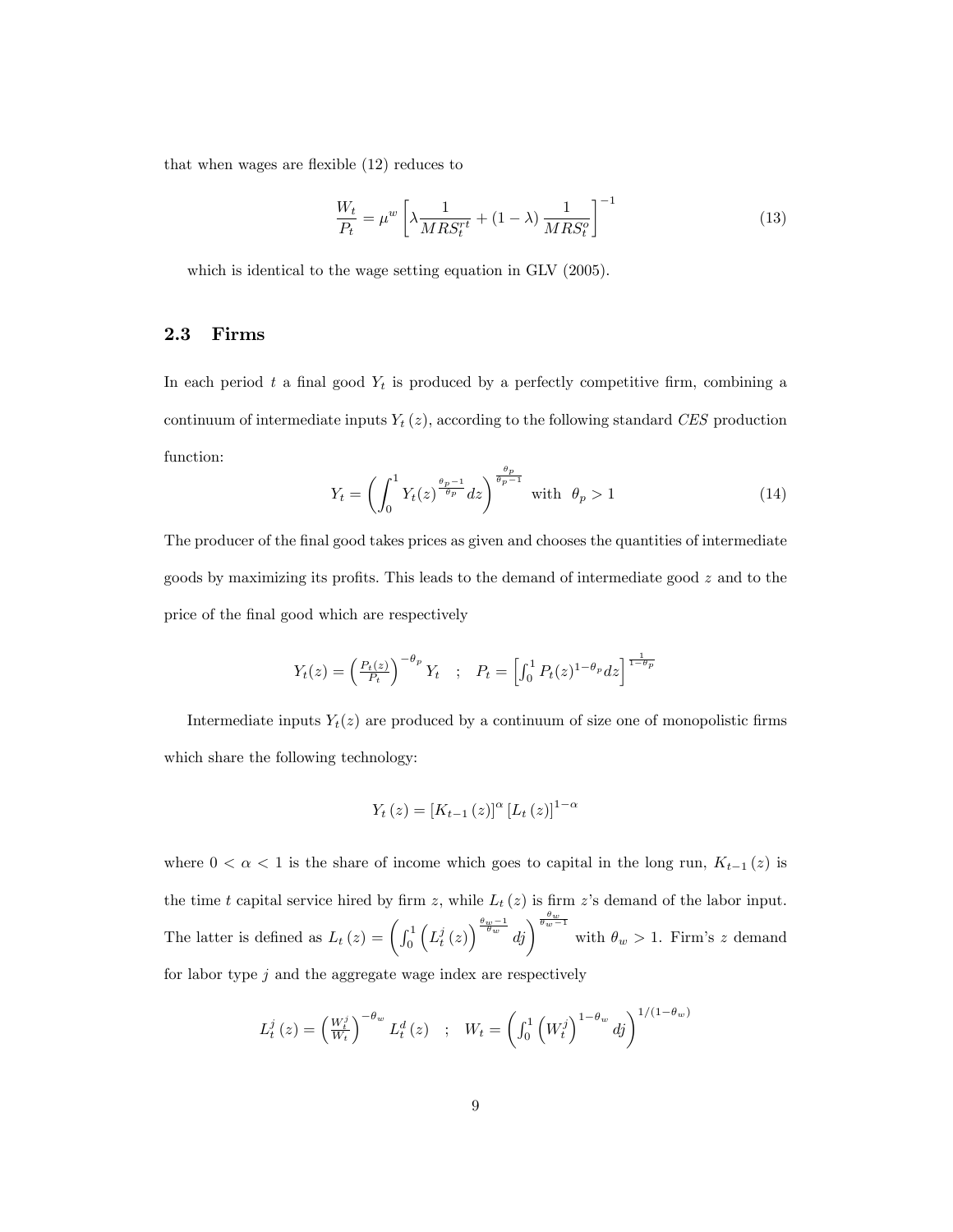that when wages are flexible (12) reduces to

$$\frac{W_t}{P_t} = \mu^w \left[ \lambda \frac{1}{MRS_t^{rt}} + (1-\lambda) \frac{1}{MRS_t^o} \right]^{-1} \tag{13}$$

which is identical to the wage setting equation in GLV (2005).

## 2.3 Firms

In each period $t$ a final good $Y_t$ is produced by a perfectly competitive firm, combining a continuum of intermediate inputs $Y_t(z)$, according to the following standard *CES* production function:

$$Y_t = \left( \int_0^1 Y_t(z)^{\frac{\theta_p - 1}{\theta_p}} dz \right)^{\frac{\theta_p}{\theta_p - 1}} \quad \text{with} \quad \theta_p > 1 \tag{14}$$

The producer of the final good takes prices as given and chooses the quantities of intermediate goods by maximizing its profits. This leads to the demand of intermediate good $z$ and to the price of the final good which are respectively

$$Y_t(z) = \left( \frac{P_t(z)}{P_t} \right)^{-\theta_p} Y_t \quad ; \quad P_t = \left[ \int_0^1 P_t(z)^{1-\theta_p} dz \right]^{\frac{1}{1-\theta_p}}$$

Intermediate inputs $Y_t(z)$ are produced by a continuum of size one of monopolistic firms which share the following technology:

$$Y_t(z) = \left[ K_{t-1}(z) \right]^{\alpha} \left[ L_t(z) \right]^{1-\alpha}$$

where $0 < \alpha < 1$ is the share of income which goes to capital in the long run, $K_{t-1}(z)$ is the time $t$ capital service hired by firm $z$, while $L_t(z)$ is firm $z$'s demand of the labor input. The latter is defined as $L_t(z) = \left( \int_0^1 \left( L_t^j(z) \right)^{\frac{\theta_w - 1}{\theta_w}} dj \right)^{\frac{\theta_w}{\theta_w - 1}}$ with $\theta_w > 1$. Firm's $z$ demand for labor type $j$ and the aggregate wage index are respectively

$$L_t^j(z) = \left( \frac{W_t^j}{W_t} \right)^{-\theta_w} L_t^d(z) \quad ; \quad W_t = \left( \int_0^1 \left( W_t^j \right)^{1-\theta_w} dj \right)^{1/(1-\theta_w)}$$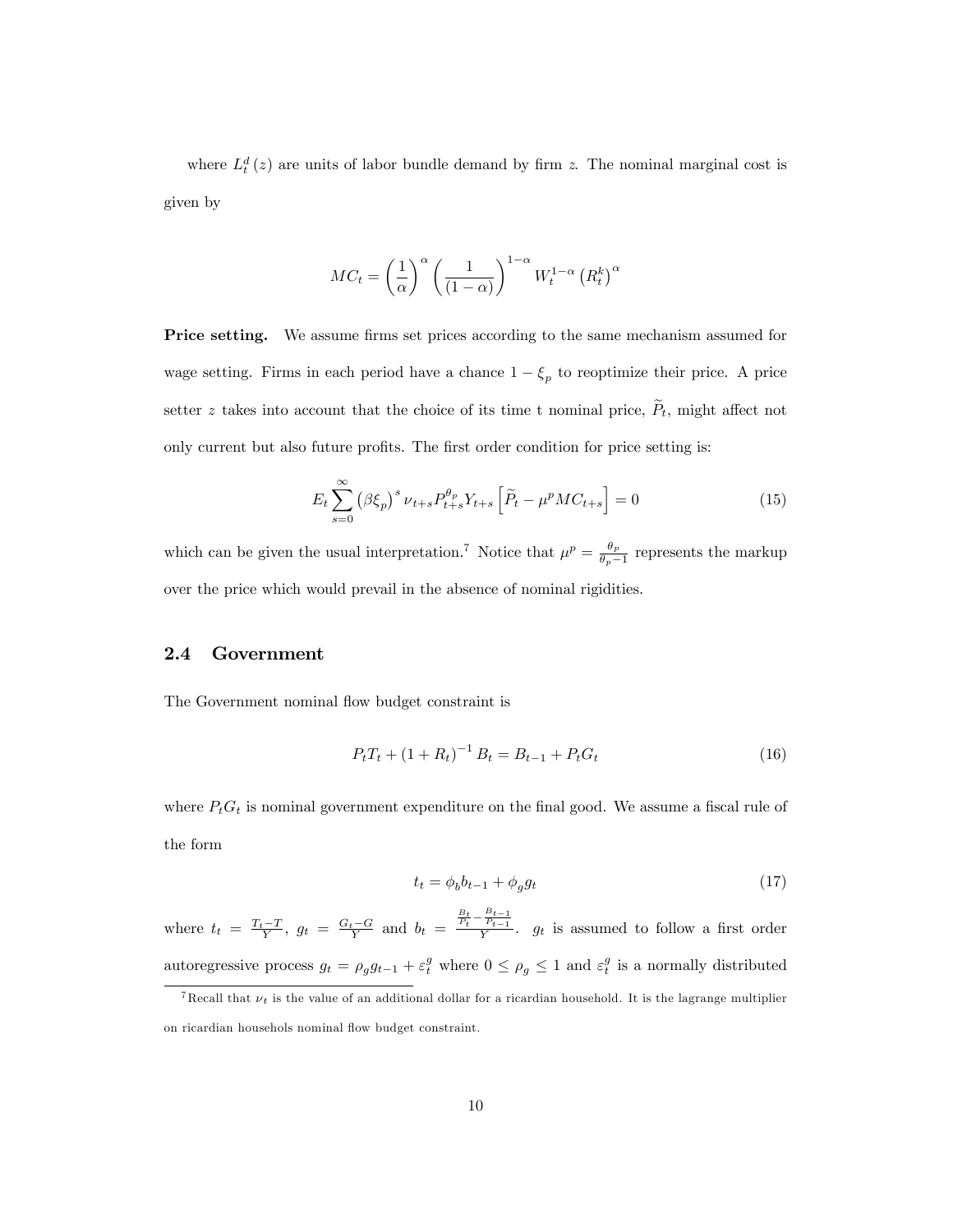where $L_t^d(z)$ are units of labor bundle demand by firm $z$. The nominal marginal cost is given by

$$MC_t = \left(\frac{1}{\alpha}\right)^{\alpha}\left(\frac{1}{(1-\alpha)}\right)^{1-\alpha} W_t^{1-\alpha}\left(R_t^k\right)^{\alpha}$$

**Price setting.** We assume firms set prices according to the same mechanism assumed for wage setting. Firms in each period have a chance $1-\xi_p$ to reoptimize their price. A price setter $z$ takes into account that the choice of its time t nominal price, $\widetilde{P}_t$, might affect not only current but also future profits. The first order condition for price setting is:

$$E_t \sum_{s=0}^{\infty} \left(\beta\xi_p\right)^s \nu_{t+s} P_{t+s}^{\theta_p} Y_{t+s}\left[\widetilde{P}_t - \mu^p MC_{t+s}\right] = 0 \tag{15}$$

which can be given the usual interpretation.[7] Notice that $\mu^p = \frac{\theta_p}{\theta_p - 1}$ represents the markup over the price which would prevail in the absence of nominal rigidities.

## 2.4 Government

The Government nominal flow budget constraint is

$$P_t T_t + (1+R_t)^{-1} B_t = B_{t-1} + P_t G_t \tag{16}$$

where $P_t G_t$ is nominal government expenditure on the final good. We assume a fiscal rule of the form

$$t_t = \phi_b b_{t-1} + \phi_g g_t \tag{17}$$

where $t_t = \frac{T_t - T}{Y}$, $g_t = \frac{G_t - G}{Y}$ and $b_t = \frac{\frac{B_t}{P_t} - \frac{B_{t-1}}{P_{t-1}}}{Y}$. $g_t$ is assumed to follow a first order autoregressive process $g_t = \rho_g g_{t-1} + \varepsilon_t^g$ where $0 \leq \rho_g \leq 1$ and $\varepsilon_t^g$ is a normally distributed

[7] Recall that $\nu_t$ is the value of an additional dollar for a ricardian household. It is the lagrange multiplier on ricardian househols nominal flow budget constraint.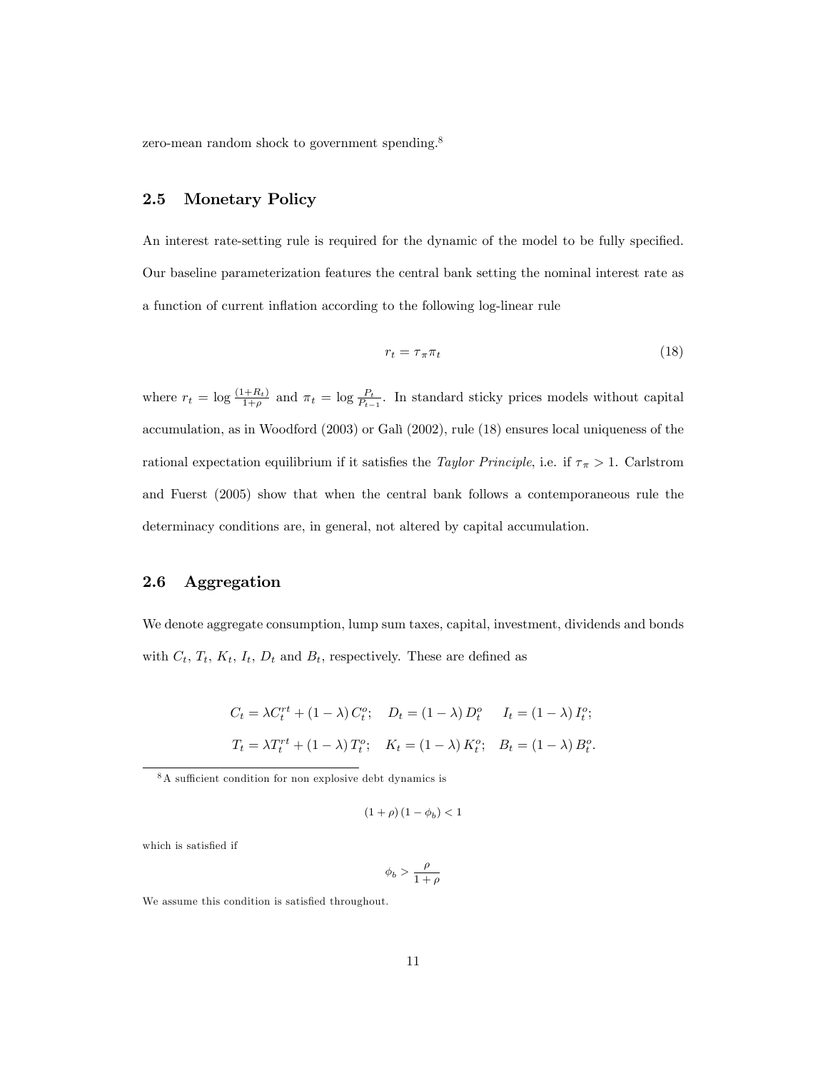zero-mean random shock to government spending.[8]

### 2.5 Monetary Policy

An interest rate-setting rule is required for the dynamic of the model to be fully specified. Our baseline parameterization features the central bank setting the nominal interest rate as a function of current inflation according to the following log-linear rule

$$r_t = \tau_\pi \pi_t \tag{18}$$

where $r_t = \log \frac{(1+R_t)}{1+\rho}$ and $\pi_t = \log \frac{P_t}{P_{t-1}}$. In standard sticky prices models without capital accumulation, as in Woodford (2003) or Galì (2002), rule (18) ensures local uniqueness of the rational expectation equilibrium if it satisfies the *Taylor Principle*, i.e. if $\tau_\pi > 1$. Carlstrom and Fuerst (2005) show that when the central bank follows a contemporaneous rule the determinacy conditions are, in general, not altered by capital accumulation.

### 2.6 Aggregation

We denote aggregate consumption, lump sum taxes, capital, investment, dividends and bonds with $C_t$, $T_t$, $K_t$, $I_t$, $D_t$ and $B_t$, respectively. These are defined as

$$C_t = \lambda C_t^{rt} + (1-\lambda) C_t^o; \quad D_t = (1-\lambda) D_t^o \quad I_t = (1-\lambda) I_t^o;$$
$$T_t = \lambda T_t^{rt} + (1-\lambda) T_t^o; \quad K_t = (1-\lambda) K_t^o; \quad B_t = (1-\lambda) B_t^o.$$

---

[8] A sufficient condition for non explosive debt dynamics is

$$(1+\rho)(1-\phi_b) < 1$$

which is satisfied if

$$\phi_b > \frac{\rho}{1+\rho}$$

We assume this condition is satisfied throughout.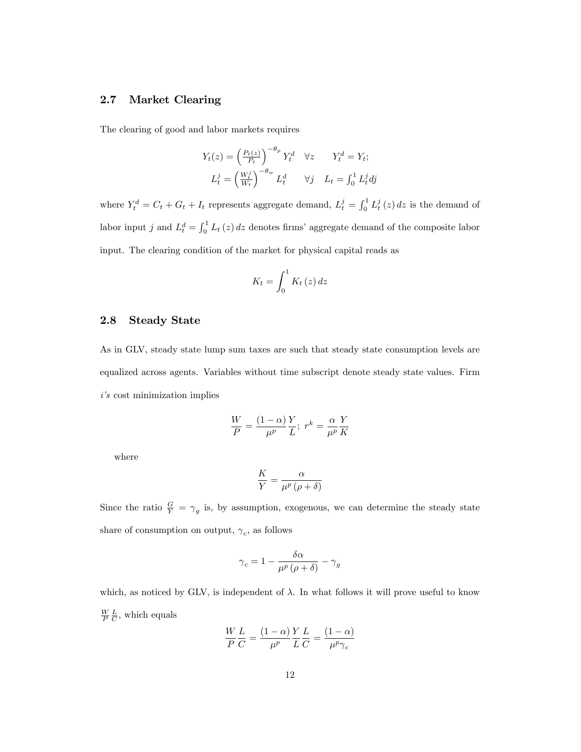## 2.7 Market Clearing

The clearing of good and labor markets requires

$$Y_t(z) = \left(\frac{P_t(z)}{P_t}\right)^{-\theta_p} Y_t^d \quad \forall z \qquad Y_t^d = Y_t;$$
$$L_t^j = \left(\frac{W_t^j}{W_t}\right)^{-\theta_w} L_t^d \qquad \forall j \quad L_t = \int_0^1 L_t^j dj$$

where $Y_t^d = C_t + G_t + I_t$ represents aggregate demand, $L_t^j = \int_0^1 L_t^j(z)\,dz$ is the demand of labor input $j$ and $L_t^d = \int_0^1 L_t(z)\,dz$ denotes firms' aggregate demand of the composite labor input. The clearing condition of the market for physical capital reads as

$$K_t = \int_0^1 K_t(z)\,dz$$

## 2.8 Steady State

As in GLV, steady state lump sum taxes are such that steady state consumption levels are equalized across agents. Variables without time subscript denote steady state values. Firm *i's* cost minimization implies

$$\frac{W}{P} = \frac{(1-\alpha)}{\mu^p}\frac{Y}{L};\ r^k = \frac{\alpha}{\mu^p}\frac{Y}{K}$$

where

$$\frac{K}{Y} = \frac{\alpha}{\mu^p(\rho+\delta)}$$

Since the ratio $\frac{G}{Y} = \gamma_g$ is, by assumption, exogenous, we can determine the steady state share of consumption on output, $\gamma_c$, as follows

$$\gamma_c = 1 - \frac{\delta\alpha}{\mu^p(\rho+\delta)} - \gamma_g$$

which, as noticed by GLV, is independent of $\lambda$. In what follows it will prove useful to know $\frac{W}{P}\frac{L}{C}$, which equals

$$\frac{W}{P}\frac{L}{C} = \frac{(1-\alpha)}{\mu^p}\frac{Y}{L}\frac{L}{C} = \frac{(1-\alpha)}{\mu^p\gamma_c}$$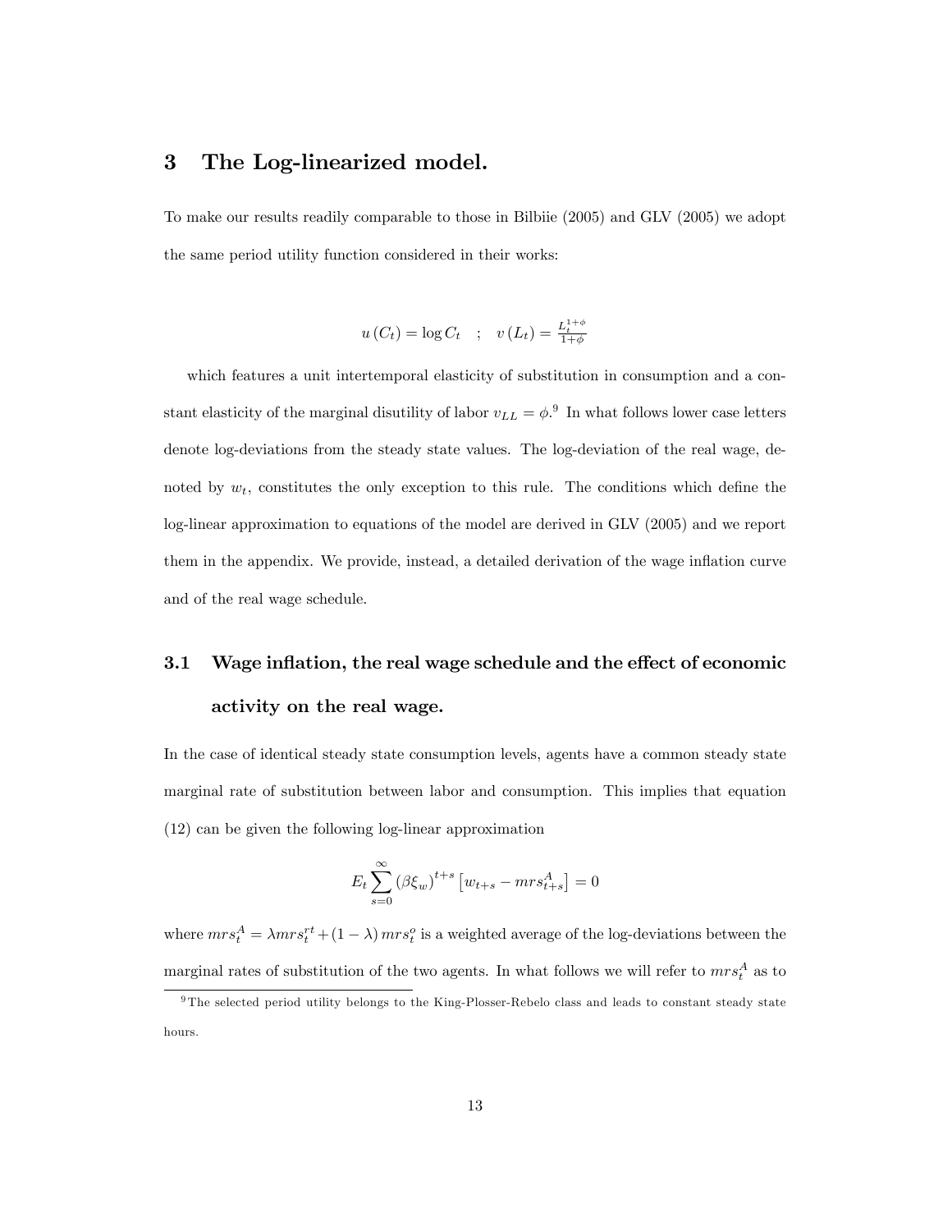# 3 The Log-linearized model.

To make our results readily comparable to those in Bilbiie (2005) and GLV (2005) we adopt the same period utility function considered in their works:

$$u(C_t) = \log C_t \quad ; \quad v(L_t) = \frac{L_t^{1+\phi}}{1+\phi}$$

which features a unit intertemporal elasticity of substitution in consumption and a constant elasticity of the marginal disutility of labor $v_{LL} = \phi$.[9] In what follows lower case letters denote log-deviations from the steady state values. The log-deviation of the real wage, denoted by $w_t$, constitutes the only exception to this rule. The conditions which define the log-linear approximation to equations of the model are derived in GLV (2005) and we report them in the appendix. We provide, instead, a detailed derivation of the wage inflation curve and of the real wage schedule.

## 3.1 Wage inflation, the real wage schedule and the effect of economic activity on the real wage.

In the case of identical steady state consumption levels, agents have a common steady state marginal rate of substitution between labor and consumption. This implies that equation (12) can be given the following log-linear approximation

$$E_t \sum_{s=0}^{\infty} (\beta \xi_w)^{t+s} \left[ w_{t+s} - mrs_{t+s}^A \right] = 0$$

where $mrs_t^A = \lambda mrs_t^{rt} + (1-\lambda) mrs_t^o$ is a weighted average of the log-deviations between the marginal rates of substitution of the two agents. In what follows we will refer to $mrs_t^A$ as to

[9] The selected period utility belongs to the King-Plosser-Rebelo class and leads to constant steady state hours.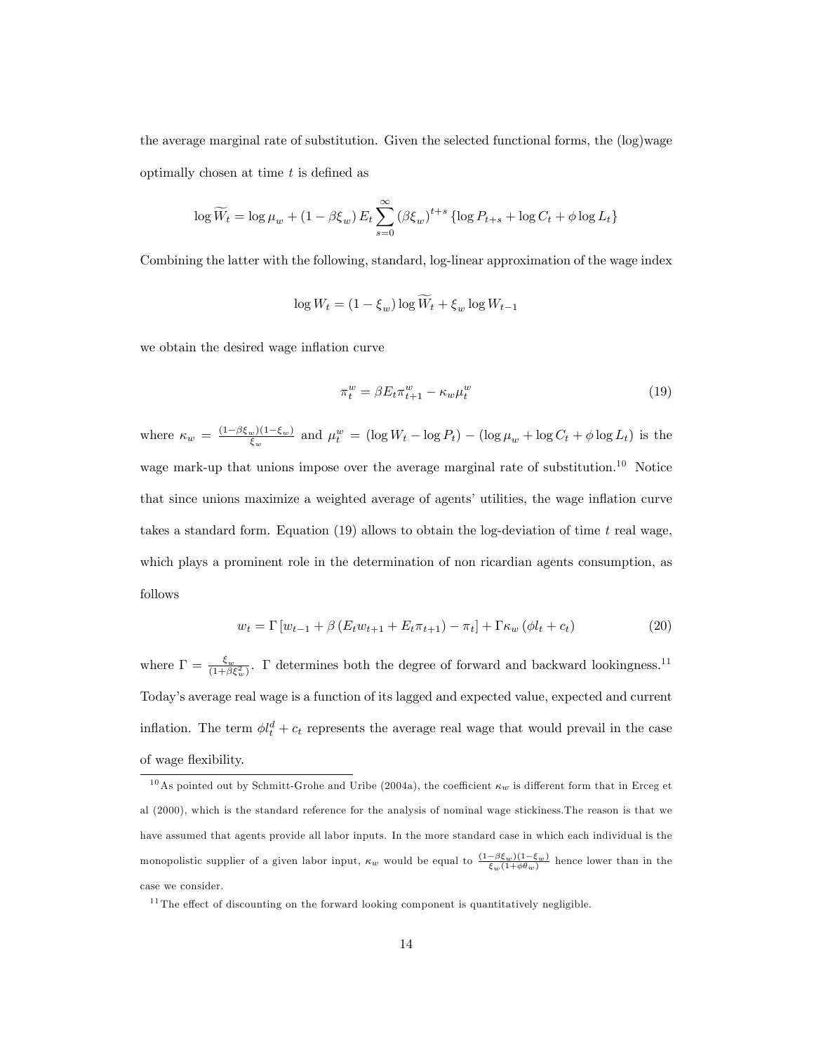the average marginal rate of substitution. Given the selected functional forms, the (log)wage optimally chosen at time $t$ is defined as

$$\log \widetilde{W}_t = \log \mu_w + (1 - \beta \xi_w) E_t \sum_{s=0}^{\infty} (\beta \xi_w)^{t+s} \{\log P_{t+s} + \log C_t + \phi \log L_t\}$$

Combining the latter with the following, standard, log-linear approximation of the wage index

$$\log W_t = (1 - \xi_w) \log \widetilde{W}_t + \xi_w \log W_{t-1}$$

we obtain the desired wage inflation curve

$$\pi_t^w = \beta E_t \pi_{t+1}^w - \kappa_w \mu_t^w \tag{19}$$

where $\kappa_w = \frac{(1-\beta\xi_w)(1-\xi_w)}{\xi_w}$ and $\mu_t^w = (\log W_t - \log P_t) - (\log \mu_w + \log C_t + \phi \log L_t)$ is the wage mark-up that unions impose over the average marginal rate of substitution.[10] Notice that since unions maximize a weighted average of agents' utilities, the wage inflation curve takes a standard form. Equation (19) allows to obtain the log-deviation of time $t$ real wage, which plays a prominent role in the determination of non ricardian agents consumption, as follows

$$w_t = \Gamma \left[ w_{t-1} + \beta \left( E_t w_{t+1} + E_t \pi_{t+1} \right) - \pi_t \right] + \Gamma \kappa_w \left( \phi l_t + c_t \right) \tag{20}$$

where $\Gamma = \frac{\xi_w}{(1+\beta\xi_w^2)}$. $\Gamma$ determines both the degree of forward and backward lookingness.[11] Today's average real wage is a function of its lagged and expected value, expected and current inflation. The term $\phi l_t^d + c_t$ represents the average real wage that would prevail in the case of wage flexibility.

---

[10] As pointed out by Schmitt-Grohe and Uribe (2004a), the coefficient $\kappa_w$ is different form that in Erceg et al (2000), which is the standard reference for the analysis of nominal wage stickiness.The reason is that we have assumed that agents provide all labor inputs. In the more standard case in which each individual is the monopolistic supplier of a given labor input, $\kappa_w$ would be equal to $\frac{(1-\beta\xi_w)(1-\xi_w)}{\xi_w(1+\phi\theta_w)}$ hence lower than in the case we consider.

[11] The effect of discounting on the forward looking component is quantitatively negligible.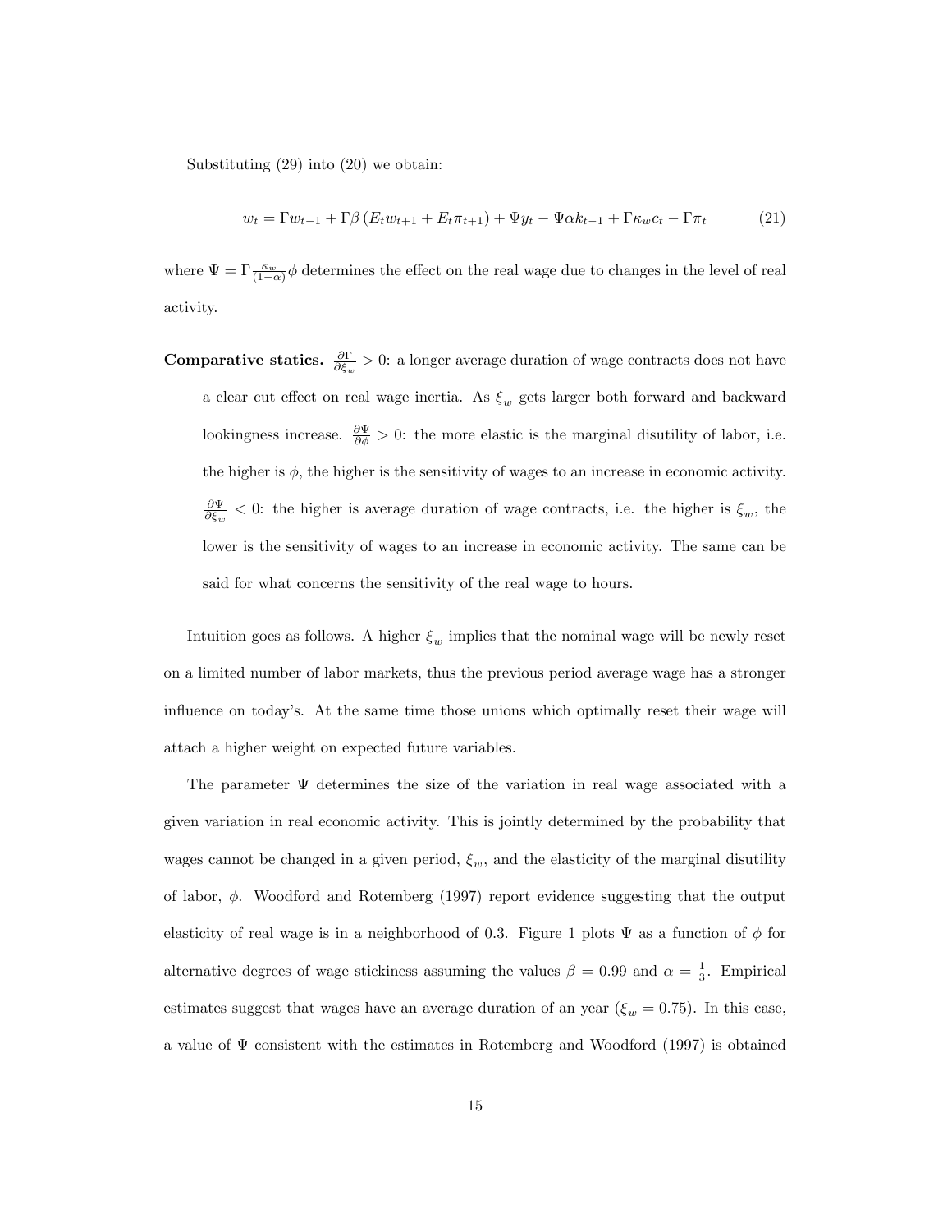Substituting (29) into (20) we obtain:

$$w_t = \Gamma w_{t-1} + \Gamma\beta\left(E_t w_{t+1} + E_t \pi_{t+1}\right) + \Psi y_t - \Psi\alpha k_{t-1} + \Gamma\kappa_w c_t - \Gamma\pi_t \tag{21}$$

where $\Psi = \Gamma\frac{\kappa_w}{(1-\alpha)}\phi$ determines the effect on the real wage due to changes in the level of real activity.

**Comparative statics.** $\frac{\partial\Gamma}{\partial\xi_w} > 0$: a longer average duration of wage contracts does not have a clear cut effect on real wage inertia. As $\xi_w$ gets larger both forward and backward lookingness increase. $\frac{\partial\Psi}{\partial\phi} > 0$: the more elastic is the marginal disutility of labor, i.e. the higher is $\phi$, the higher is the sensitivity of wages to an increase in economic activity. $\frac{\partial\Psi}{\partial\xi_w} < 0$: the higher is average duration of wage contracts, i.e. the higher is $\xi_w$, the lower is the sensitivity of wages to an increase in economic activity. The same can be said for what concerns the sensitivity of the real wage to hours.

Intuition goes as follows. A higher $\xi_w$ implies that the nominal wage will be newly reset on a limited number of labor markets, thus the previous period average wage has a stronger influence on today's. At the same time those unions which optimally reset their wage will attach a higher weight on expected future variables.

The parameter $\Psi$ determines the size of the variation in real wage associated with a given variation in real economic activity. This is jointly determined by the probability that wages cannot be changed in a given period, $\xi_w$, and the elasticity of the marginal disutility of labor, $\phi$. Woodford and Rotemberg (1997) report evidence suggesting that the output elasticity of real wage is in a neighborhood of 0.3. Figure 1 plots $\Psi$ as a function of $\phi$ for alternative degrees of wage stickiness assuming the values $\beta = 0.99$ and $\alpha = \frac{1}{3}$. Empirical estimates suggest that wages have an average duration of an year ($\xi_w = 0.75$). In this case, a value of $\Psi$ consistent with the estimates in Rotemberg and Woodford (1997) is obtained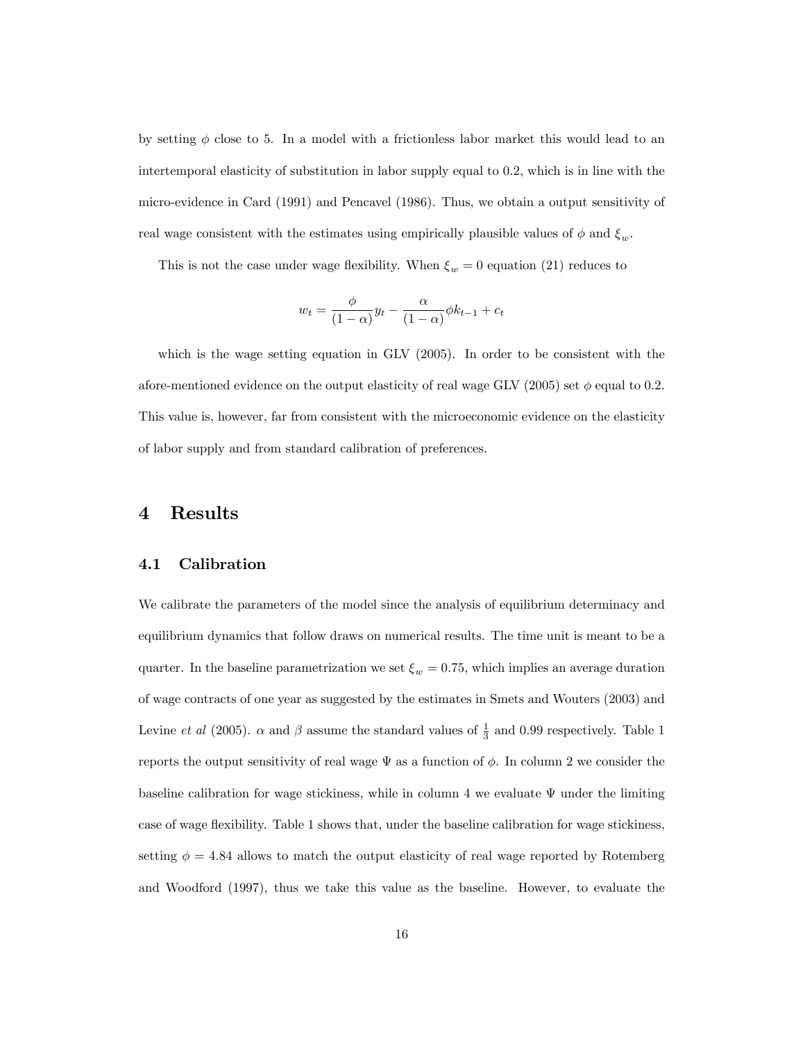by setting $\phi$ close to 5. In a model with a frictionless labor market this would lead to an intertemporal elasticity of substitution in labor supply equal to 0.2, which is in line with the micro-evidence in Card (1991) and Pencavel (1986). Thus, we obtain a output sensitivity of real wage consistent with the estimates using empirically plausible values of $\phi$ and $\xi_w$.

This is not the case under wage flexibility. When $\xi_w = 0$ equation (21) reduces to

$$w_t = \frac{\phi}{(1-\alpha)} y_t - \frac{\alpha}{(1-\alpha)} \phi k_{t-1} + c_t$$

which is the wage setting equation in GLV (2005). In order to be consistent with the afore-mentioned evidence on the output elasticity of real wage GLV (2005) set $\phi$ equal to 0.2. This value is, however, far from consistent with the microeconomic evidence on the elasticity of labor supply and from standard calibration of preferences.

# 4 Results

## 4.1 Calibration

We calibrate the parameters of the model since the analysis of equilibrium determinacy and equilibrium dynamics that follow draws on numerical results. The time unit is meant to be a quarter. In the baseline parametrization we set $\xi_w = 0.75$, which implies an average duration of wage contracts of one year as suggested by the estimates in Smets and Wouters (2003) and Levine *et al* (2005). $\alpha$ and $\beta$ assume the standard values of $\frac{1}{3}$ and 0.99 respectively. Table 1 reports the output sensitivity of real wage $\Psi$ as a function of $\phi$. In column 2 we consider the baseline calibration for wage stickiness, while in column 4 we evaluate $\Psi$ under the limiting case of wage flexibility. Table 1 shows that, under the baseline calibration for wage stickiness, setting $\phi = 4.84$ allows to match the output elasticity of real wage reported by Rotemberg and Woodford (1997), thus we take this value as the baseline. However, to evaluate the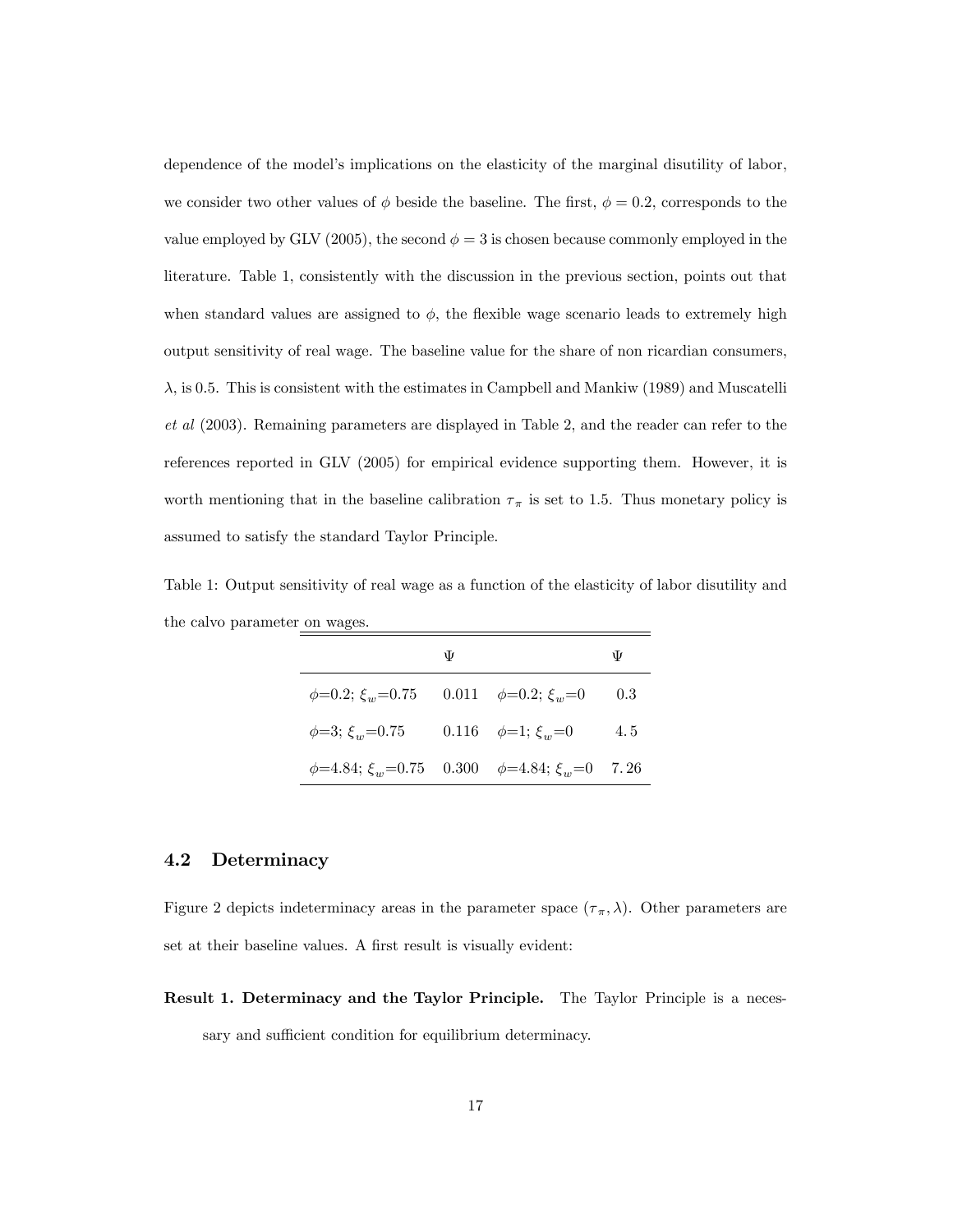dependence of the model's implications on the elasticity of the marginal disutility of labor, we consider two other values of $\phi$ beside the baseline. The first, $\phi = 0.2$, corresponds to the value employed by GLV (2005), the second $\phi = 3$ is chosen because commonly employed in the literature. Table 1, consistently with the discussion in the previous section, points out that when standard values are assigned to $\phi$, the flexible wage scenario leads to extremely high output sensitivity of real wage. The baseline value for the share of non ricardian consumers, $\lambda$, is 0.5. This is consistent with the estimates in Campbell and Mankiw (1989) and Muscatelli *et al* (2003). Remaining parameters are displayed in Table 2, and the reader can refer to the references reported in GLV (2005) for empirical evidence supporting them. However, it is worth mentioning that in the baseline calibration $\tau_\pi$ is set to 1.5. Thus monetary policy is assumed to satisfy the standard Taylor Principle.

Table 1: Output sensitivity of real wage as a function of the elasticity of labor disutility and the calvo parameter on wages.

| | $\Psi$ | | $\Psi$ |
|---|---|---|---|
| $\phi$=0.2; $\xi_w$=0.75 | 0.011 | $\phi$=0.2; $\xi_w$=0 | 0.3 |
| $\phi$=3; $\xi_w$=0.75 | 0.116 | $\phi$=1; $\xi_w$=0 | 4.5 |
| $\phi$=4.84; $\xi_w$=0.75 | 0.300 | $\phi$=4.84; $\xi_w$=0 | 7.26 |

### 4.2 Determinacy

Figure 2 depicts indeterminacy areas in the parameter space $(\tau_\pi, \lambda)$. Other parameters are set at their baseline values. A first result is visually evident:

**Result 1. Determinacy and the Taylor Principle.** The Taylor Principle is a necessary and sufficient condition for equilibrium determinacy.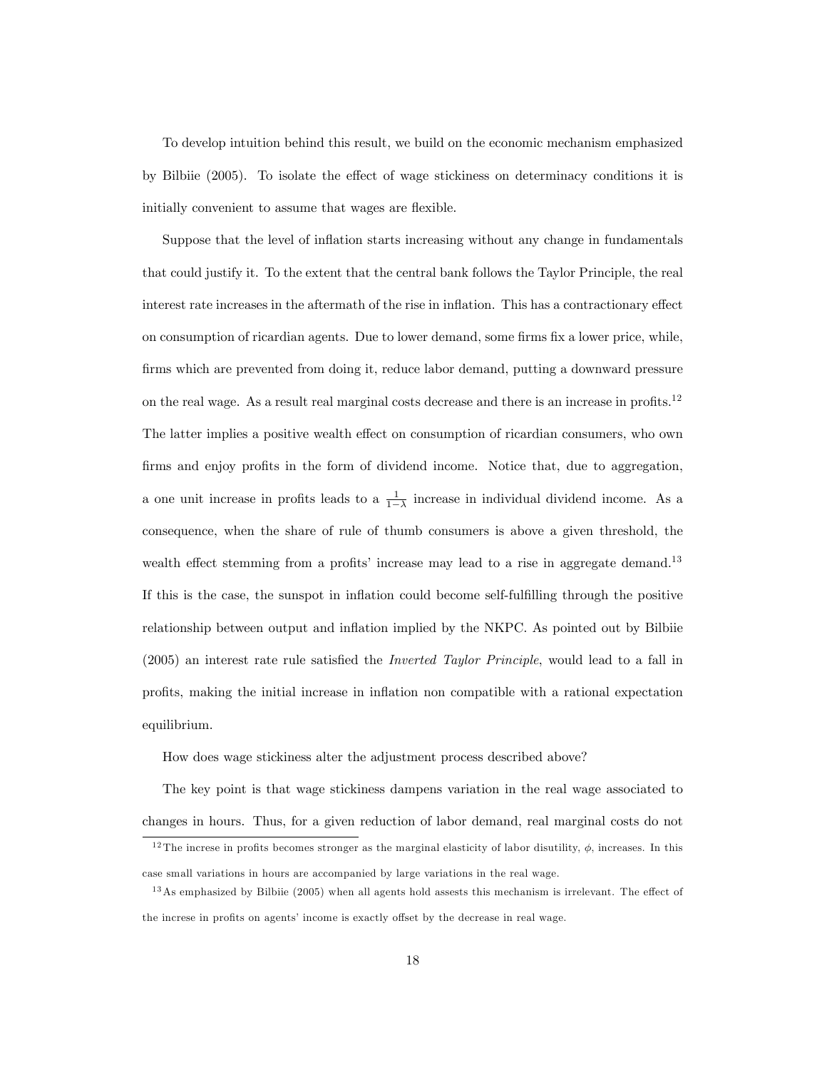To develop intuition behind this result, we build on the economic mechanism emphasized by Bilbiie (2005). To isolate the effect of wage stickiness on determinacy conditions it is initially convenient to assume that wages are flexible.

Suppose that the level of inflation starts increasing without any change in fundamentals that could justify it. To the extent that the central bank follows the Taylor Principle, the real interest rate increases in the aftermath of the rise in inflation. This has a contractionary effect on consumption of ricardian agents. Due to lower demand, some firms fix a lower price, while, firms which are prevented from doing it, reduce labor demand, putting a downward pressure on the real wage. As a result real marginal costs decrease and there is an increase in profits.[12] The latter implies a positive wealth effect on consumption of ricardian consumers, who own firms and enjoy profits in the form of dividend income. Notice that, due to aggregation, a one unit increase in profits leads to a $\frac{1}{1-\lambda}$ increase in individual dividend income. As a consequence, when the share of rule of thumb consumers is above a given threshold, the wealth effect stemming from a profits' increase may lead to a rise in aggregate demand.[13] If this is the case, the sunspot in inflation could become self-fulfilling through the positive relationship between output and inflation implied by the NKPC. As pointed out by Bilbiie (2005) an interest rate rule satisfied the *Inverted Taylor Principle*, would lead to a fall in profits, making the initial increase in inflation non compatible with a rational expectation equilibrium.

How does wage stickiness alter the adjustment process described above?

The key point is that wage stickiness dampens variation in the real wage associated to changes in hours. Thus, for a given reduction of labor demand, real marginal costs do not

[12] The increse in profits becomes stronger as the marginal elasticity of labor disutility, $\phi$, increases. In this case small variations in hours are accompanied by large variations in the real wage.

[13] As emphasized by Bilbiie (2005) when all agents hold assests this mechanism is irrelevant. The effect of the increse in profits on agents' income is exactly offset by the decrease in real wage.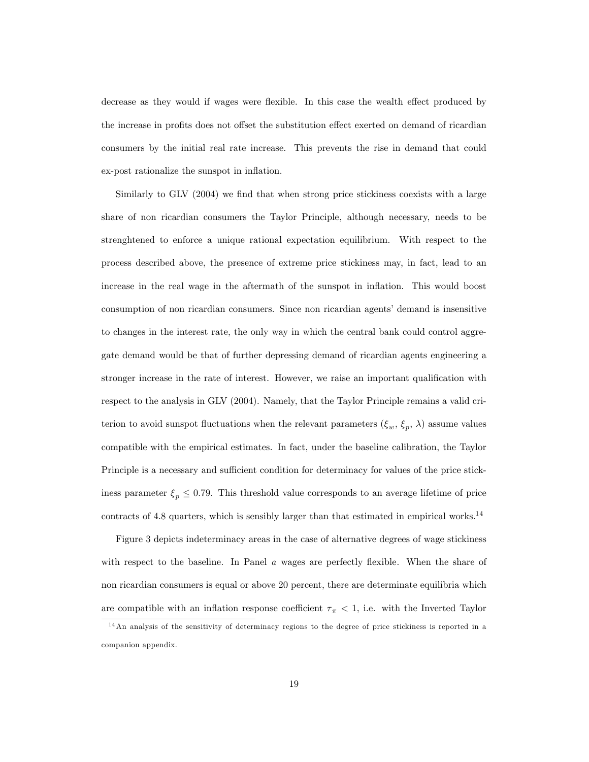decrease as they would if wages were flexible. In this case the wealth effect produced by the increase in profits does not offset the substitution effect exerted on demand of ricardian consumers by the initial real rate increase. This prevents the rise in demand that could ex-post rationalize the sunspot in inflation.

Similarly to GLV (2004) we find that when strong price stickiness coexists with a large share of non ricardian consumers the Taylor Principle, although necessary, needs to be strenghtened to enforce a unique rational expectation equilibrium. With respect to the process described above, the presence of extreme price stickiness may, in fact, lead to an increase in the real wage in the aftermath of the sunspot in inflation. This would boost consumption of non ricardian consumers. Since non ricardian agents' demand is insensitive to changes in the interest rate, the only way in which the central bank could control aggregate demand would be that of further depressing demand of ricardian agents engineering a stronger increase in the rate of interest. However, we raise an important qualification with respect to the analysis in GLV (2004). Namely, that the Taylor Principle remains a valid criterion to avoid sunspot fluctuations when the relevant parameters ($\xi_w$, $\xi_p$, $\lambda$) assume values compatible with the empirical estimates. In fact, under the baseline calibration, the Taylor Principle is a necessary and sufficient condition for determinacy for values of the price stickiness parameter $\xi_p \leq 0.79$. This threshold value corresponds to an average lifetime of price contracts of 4.8 quarters, which is sensibly larger than that estimated in empirical works.[14]

Figure 3 depicts indeterminacy areas in the case of alternative degrees of wage stickiness with respect to the baseline. In Panel *a* wages are perfectly flexible. When the share of non ricardian consumers is equal or above 20 percent, there are determinate equilibria which are compatible with an inflation response coefficient $\tau_\pi < 1$, i.e. with the Inverted Taylor

[14] An analysis of the sensitivity of determinacy regions to the degree of price stickiness is reported in a companion appendix.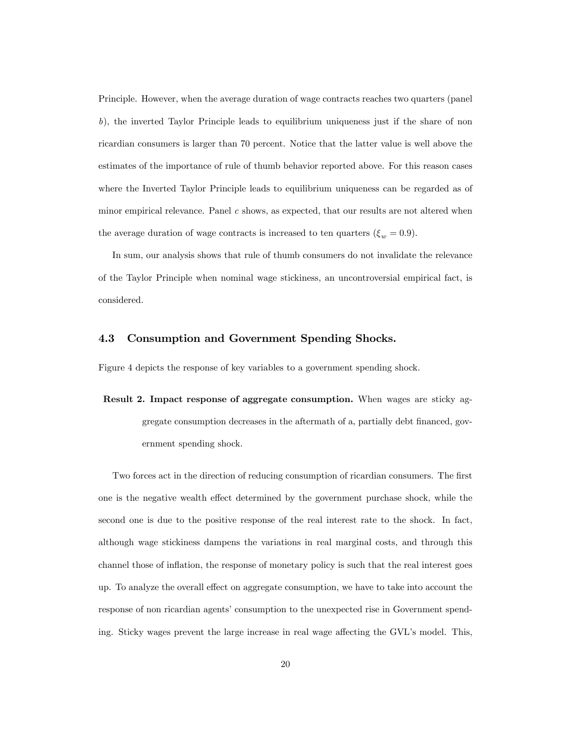Principle. However, when the average duration of wage contracts reaches two quarters (panel *b*), the inverted Taylor Principle leads to equilibrium uniqueness just if the share of non ricardian consumers is larger than 70 percent. Notice that the latter value is well above the estimates of the importance of rule of thumb behavior reported above. For this reason cases where the Inverted Taylor Principle leads to equilibrium uniqueness can be regarded as of minor empirical relevance. Panel *c* shows, as expected, that our results are not altered when the average duration of wage contracts is increased to ten quarters ($\xi_w = 0.9$).

In sum, our analysis shows that rule of thumb consumers do not invalidate the relevance of the Taylor Principle when nominal wage stickiness, an uncontroversial empirical fact, is considered.

### 4.3 Consumption and Government Spending Shocks.

Figure 4 depicts the response of key variables to a government spending shock.

**Result 2. Impact response of aggregate consumption.** When wages are sticky aggregate consumption decreases in the aftermath of a, partially debt financed, government spending shock.

Two forces act in the direction of reducing consumption of ricardian consumers. The first one is the negative wealth effect determined by the government purchase shock, while the second one is due to the positive response of the real interest rate to the shock. In fact, although wage stickiness dampens the variations in real marginal costs, and through this channel those of inflation, the response of monetary policy is such that the real interest goes up. To analyze the overall effect on aggregate consumption, we have to take into account the response of non ricardian agents' consumption to the unexpected rise in Government spending. Sticky wages prevent the large increase in real wage affecting the GVL's model. This,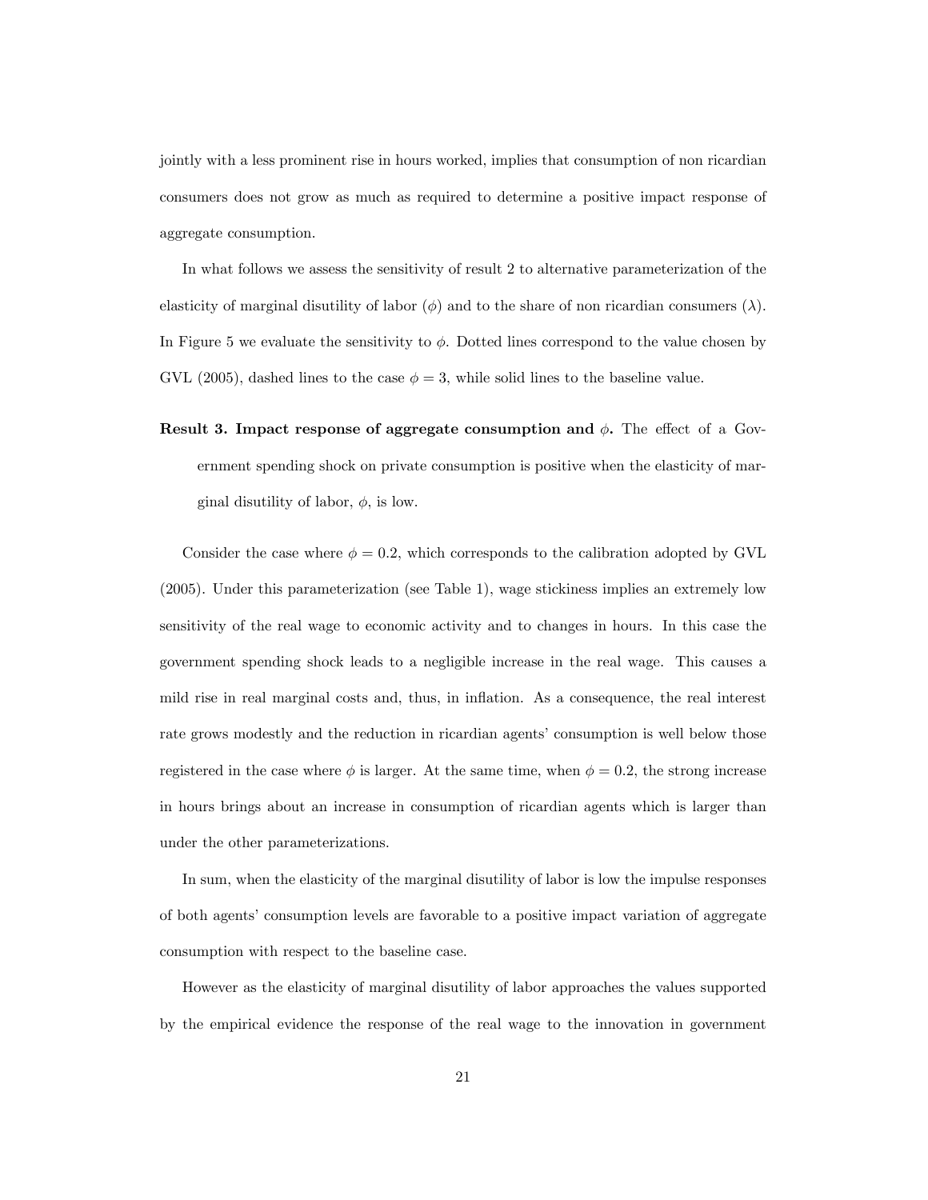jointly with a less prominent rise in hours worked, implies that consumption of non ricardian consumers does not grow as much as required to determine a positive impact response of aggregate consumption.

In what follows we assess the sensitivity of result 2 to alternative parameterization of the elasticity of marginal disutility of labor ($\phi$) and to the share of non ricardian consumers ($\lambda$). In Figure 5 we evaluate the sensitivity to $\phi$. Dotted lines correspond to the value chosen by GVL (2005), dashed lines to the case $\phi = 3$, while solid lines to the baseline value.

**Result 3. Impact response of aggregate consumption and $\phi$.** The effect of a Government spending shock on private consumption is positive when the elasticity of marginal disutility of labor, $\phi$, is low.

Consider the case where $\phi = 0.2$, which corresponds to the calibration adopted by GVL (2005). Under this parameterization (see Table 1), wage stickiness implies an extremely low sensitivity of the real wage to economic activity and to changes in hours. In this case the government spending shock leads to a negligible increase in the real wage. This causes a mild rise in real marginal costs and, thus, in inflation. As a consequence, the real interest rate grows modestly and the reduction in ricardian agents' consumption is well below those registered in the case where $\phi$ is larger. At the same time, when $\phi = 0.2$, the strong increase in hours brings about an increase in consumption of ricardian agents which is larger than under the other parameterizations.

In sum, when the elasticity of the marginal disutility of labor is low the impulse responses of both agents' consumption levels are favorable to a positive impact variation of aggregate consumption with respect to the baseline case.

However as the elasticity of marginal disutility of labor approaches the values supported by the empirical evidence the response of the real wage to the innovation in government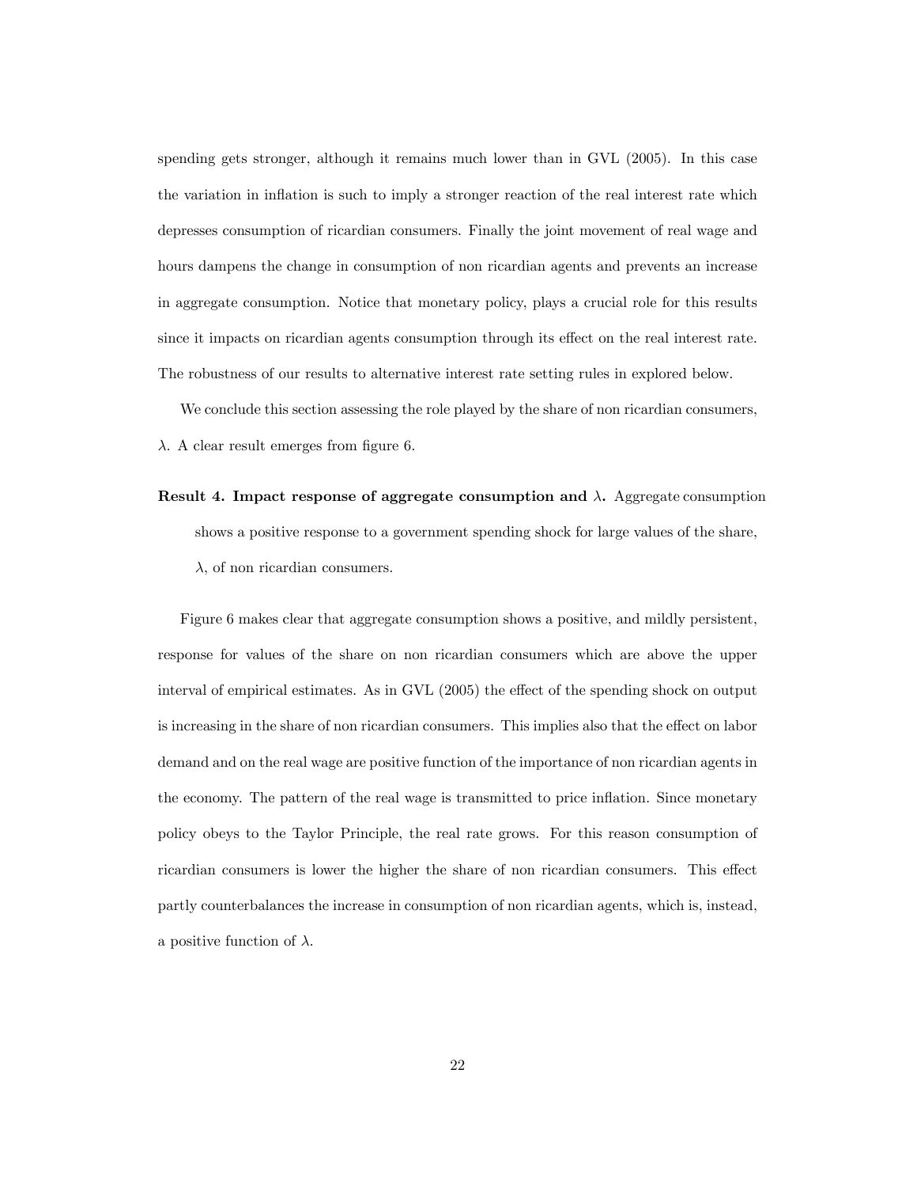spending gets stronger, although it remains much lower than in GVL (2005). In this case the variation in inflation is such to imply a stronger reaction of the real interest rate which depresses consumption of ricardian consumers. Finally the joint movement of real wage and hours dampens the change in consumption of non ricardian agents and prevents an increase in aggregate consumption. Notice that monetary policy, plays a crucial role for this results since it impacts on ricardian agents consumption through its effect on the real interest rate. The robustness of our results to alternative interest rate setting rules in explored below.

We conclude this section assessing the role played by the share of non ricardian consumers, $\lambda$. A clear result emerges from figure 6.

**Result 4. Impact response of aggregate consumption and $\lambda$.** Aggregate consumption shows a positive response to a government spending shock for large values of the share, $\lambda$, of non ricardian consumers.

Figure 6 makes clear that aggregate consumption shows a positive, and mildly persistent, response for values of the share on non ricardian consumers which are above the upper interval of empirical estimates. As in GVL (2005) the effect of the spending shock on output is increasing in the share of non ricardian consumers. This implies also that the effect on labor demand and on the real wage are positive function of the importance of non ricardian agents in the economy. The pattern of the real wage is transmitted to price inflation. Since monetary policy obeys to the Taylor Principle, the real rate grows. For this reason consumption of ricardian consumers is lower the higher the share of non ricardian consumers. This effect partly counterbalances the increase in consumption of non ricardian agents, which is, instead, a positive function of $\lambda$.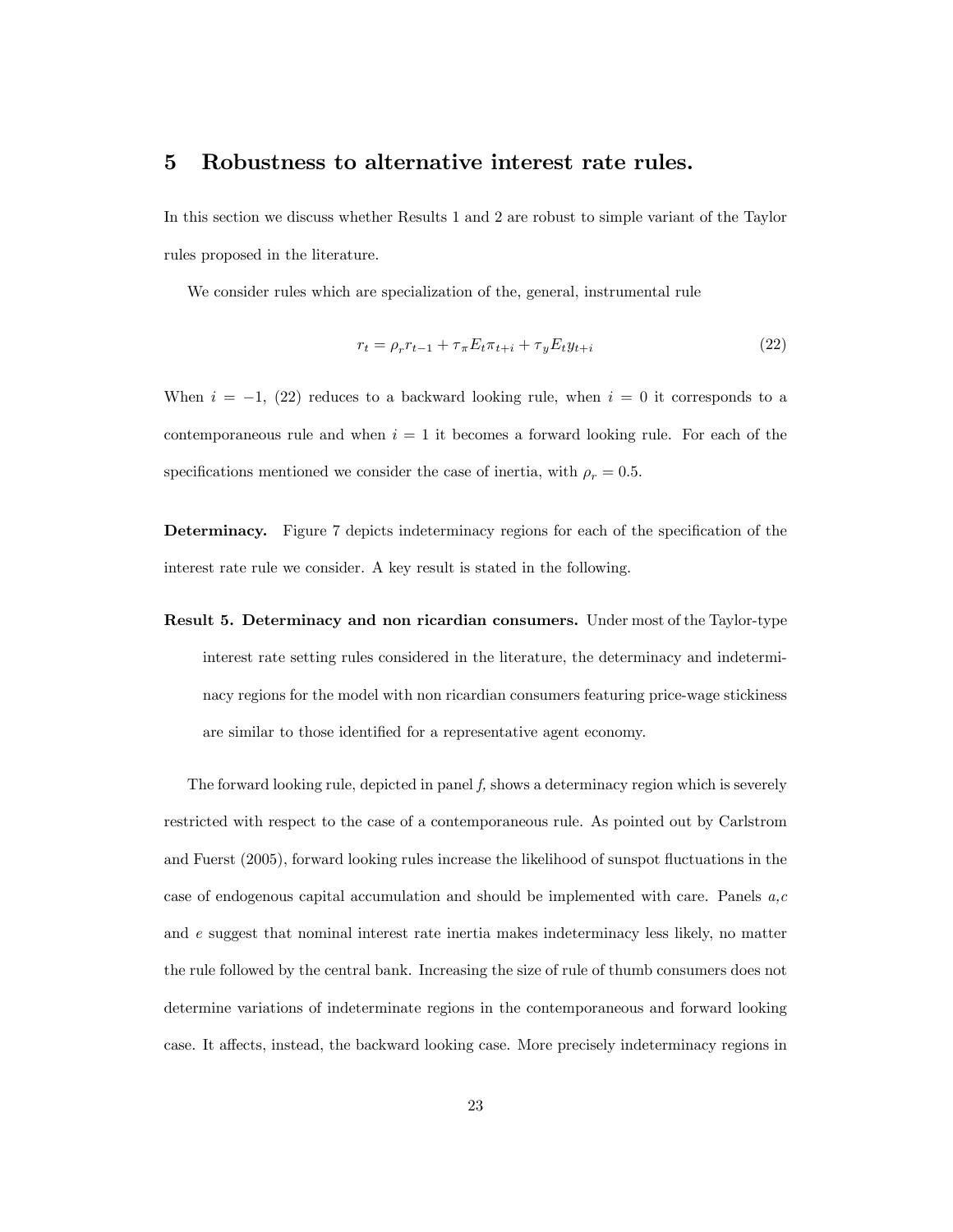## 5 Robustness to alternative interest rate rules.

In this section we discuss whether Results 1 and 2 are robust to simple variant of the Taylor rules proposed in the literature.

We consider rules which are specialization of the, general, instrumental rule

$$r_t = \rho_r r_{t-1} + \tau_\pi E_t \pi_{t+i} + \tau_y E_t y_{t+i} \tag{22}$$

When $i = -1$, (22) reduces to a backward looking rule, when $i = 0$ it corresponds to a contemporaneous rule and when $i = 1$ it becomes a forward looking rule. For each of the specifications mentioned we consider the case of inertia, with $\rho_r = 0.5$.

**Determinacy.** Figure 7 depicts indeterminacy regions for each of the specification of the interest rate rule we consider. A key result is stated in the following.

**Result 5. Determinacy and non ricardian consumers.** Under most of the Taylor-type interest rate setting rules considered in the literature, the determinacy and indeterminacy regions for the model with non ricardian consumers featuring price-wage stickiness are similar to those identified for a representative agent economy.

The forward looking rule, depicted in panel *f,* shows a determinacy region which is severely restricted with respect to the case of a contemporaneous rule. As pointed out by Carlstrom and Fuerst (2005), forward looking rules increase the likelihood of sunspot fluctuations in the case of endogenous capital accumulation and should be implemented with care. Panels *a,c* and *e* suggest that nominal interest rate inertia makes indeterminacy less likely, no matter the rule followed by the central bank. Increasing the size of rule of thumb consumers does not determine variations of indeterminate regions in the contemporaneous and forward looking case. It affects, instead, the backward looking case. More precisely indeterminacy regions in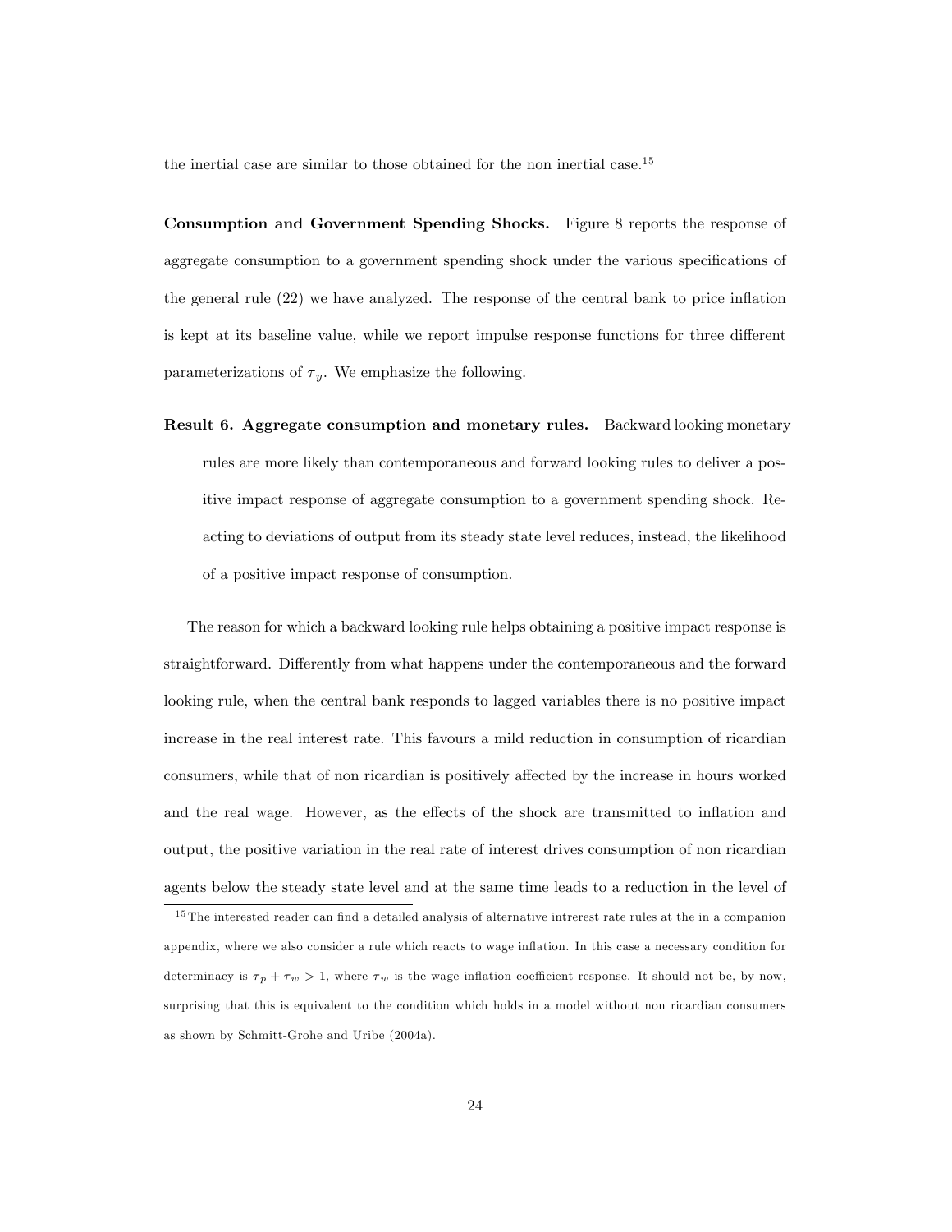the inertial case are similar to those obtained for the non inertial case.[15]

**Consumption and Government Spending Shocks.** Figure 8 reports the response of aggregate consumption to a government spending shock under the various specifications of the general rule (22) we have analyzed. The response of the central bank to price inflation is kept at its baseline value, while we report impulse response functions for three different parameterizations of $\tau_y$. We emphasize the following.

**Result 6. Aggregate consumption and monetary rules.** Backward looking monetary rules are more likely than contemporaneous and forward looking rules to deliver a positive impact response of aggregate consumption to a government spending shock. Reacting to deviations of output from its steady state level reduces, instead, the likelihood of a positive impact response of consumption.

The reason for which a backward looking rule helps obtaining a positive impact response is straightforward. Differently from what happens under the contemporaneous and the forward looking rule, when the central bank responds to lagged variables there is no positive impact increase in the real interest rate. This favours a mild reduction in consumption of ricardian consumers, while that of non ricardian is positively affected by the increase in hours worked and the real wage. However, as the effects of the shock are transmitted to inflation and output, the positive variation in the real rate of interest drives consumption of non ricardian agents below the steady state level and at the same time leads to a reduction in the level of

[15] The interested reader can find a detailed analysis of alternative intrerest rate rules at the in a companion appendix, where we also consider a rule which reacts to wage inflation. In this case a necessary condition for determinacy is $\tau_p + \tau_w > 1$, where $\tau_w$ is the wage inflation coefficient response. It should not be, by now, surprising that this is equivalent to the condition which holds in a model without non ricardian consumers as shown by Schmitt-Grohe and Uribe (2004a).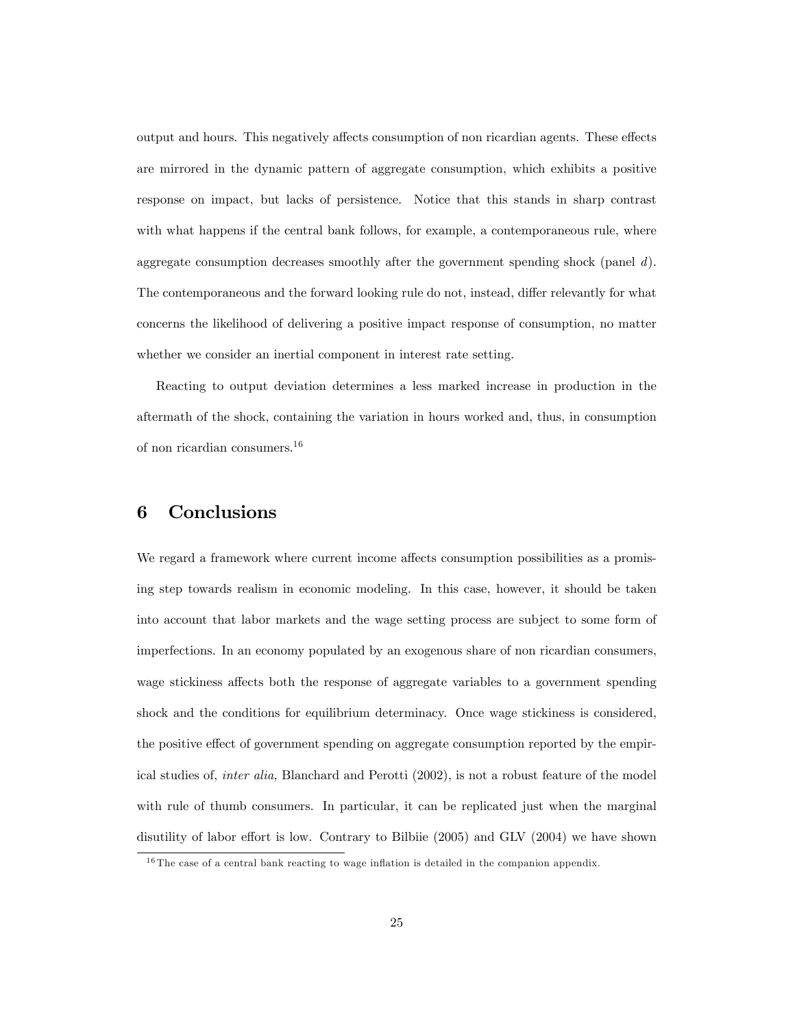output and hours. This negatively affects consumption of non ricardian agents. These effects are mirrored in the dynamic pattern of aggregate consumption, which exhibits a positive response on impact, but lacks of persistence. Notice that this stands in sharp contrast with what happens if the central bank follows, for example, a contemporaneous rule, where aggregate consumption decreases smoothly after the government spending shock (panel *d*). The contemporaneous and the forward looking rule do not, instead, differ relevantly for what concerns the likelihood of delivering a positive impact response of consumption, no matter whether we consider an inertial component in interest rate setting.

Reacting to output deviation determines a less marked increase in production in the aftermath of the shock, containing the variation in hours worked and, thus, in consumption of non ricardian consumers.[16]

## 6 Conclusions

We regard a framework where current income affects consumption possibilities as a promising step towards realism in economic modeling. In this case, however, it should be taken into account that labor markets and the wage setting process are subject to some form of imperfections. In an economy populated by an exogenous share of non ricardian consumers, wage stickiness affects both the response of aggregate variables to a government spending shock and the conditions for equilibrium determinacy. Once wage stickiness is considered, the positive effect of government spending on aggregate consumption reported by the empirical studies of, *inter alia,* Blanchard and Perotti (2002), is not a robust feature of the model with rule of thumb consumers. In particular, it can be replicated just when the marginal disutility of labor effort is low. Contrary to Bilbiie (2005) and GLV (2004) we have shown

[16] The case of a central bank reacting to wage inflation is detailed in the companion appendix.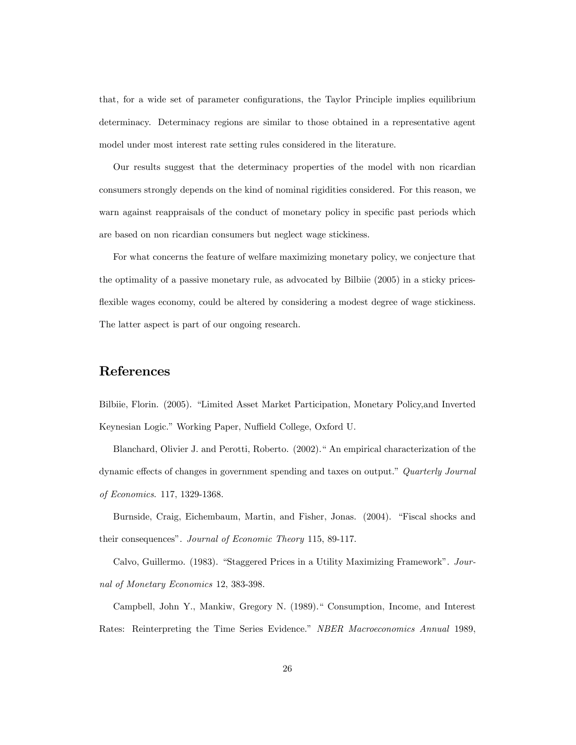that, for a wide set of parameter configurations, the Taylor Principle implies equilibrium determinacy. Determinacy regions are similar to those obtained in a representative agent model under most interest rate setting rules considered in the literature.

Our results suggest that the determinacy properties of the model with non ricardian consumers strongly depends on the kind of nominal rigidities considered. For this reason, we warn against reappraisals of the conduct of monetary policy in specific past periods which are based on non ricardian consumers but neglect wage stickiness.

For what concerns the feature of welfare maximizing monetary policy, we conjecture that the optimality of a passive monetary rule, as advocated by Bilbiie (2005) in a sticky prices-flexible wages economy, could be altered by considering a modest degree of wage stickiness. The latter aspect is part of our ongoing research.

## References

Bilbiie, Florin. (2005). "Limited Asset Market Participation, Monetary Policy,and Inverted Keynesian Logic." Working Paper, Nuffield College, Oxford U.

Blanchard, Olivier J. and Perotti, Roberto. (2002)." An empirical characterization of the dynamic effects of changes in government spending and taxes on output." *Quarterly Journal of Economics*. 117, 1329-1368.

Burnside, Craig, Eichembaum, Martin, and Fisher, Jonas. (2004). "Fiscal shocks and their consequences". *Journal of Economic Theory* 115, 89-117.

Calvo, Guillermo. (1983). "Staggered Prices in a Utility Maximizing Framework". *Journal of Monetary Economics* 12, 383-398.

Campbell, John Y., Mankiw, Gregory N. (1989)." Consumption, Income, and Interest Rates: Reinterpreting the Time Series Evidence." *NBER Macroeconomics Annual* 1989,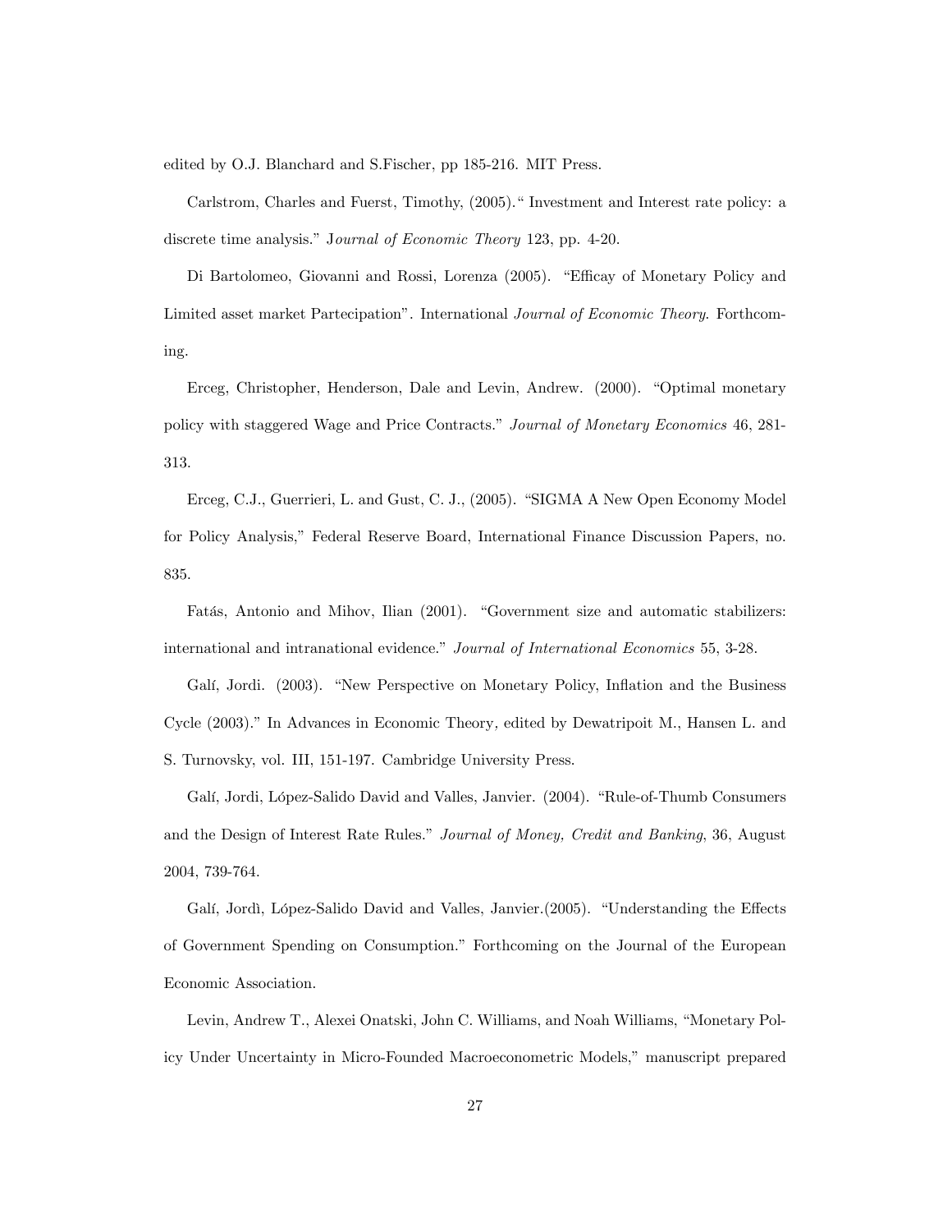edited by O.J. Blanchard and S.Fischer, pp 185-216. MIT Press.

Carlstrom, Charles and Fuerst, Timothy, (2005)." Investment and Interest rate policy: a discrete time analysis." J*ournal of Economic Theory* 123, pp. 4-20.

Di Bartolomeo, Giovanni and Rossi, Lorenza (2005). "Efficay of Monetary Policy and Limited asset market Partecipation". International *Journal of Economic Theory.* Forthcoming.

Erceg, Christopher, Henderson, Dale and Levin, Andrew. (2000). "Optimal monetary policy with staggered Wage and Price Contracts." *Journal of Monetary Economics* 46, 281-313.

Erceg, C.J., Guerrieri, L. and Gust, C. J., (2005). "SIGMA A New Open Economy Model for Policy Analysis," Federal Reserve Board, International Finance Discussion Papers, no. 835.

Fatás, Antonio and Mihov, Ilian (2001). "Government size and automatic stabilizers: international and intranational evidence." *Journal of International Economics* 55, 3-28.

Galí, Jordi. (2003). "New Perspective on Monetary Policy, Inflation and the Business Cycle (2003)." In Advances in Economic Theory*,* edited by Dewatripoit M., Hansen L. and S. Turnovsky, vol. III, 151-197. Cambridge University Press.

Galí, Jordi, López-Salido David and Valles, Janvier. (2004). "Rule-of-Thumb Consumers and the Design of Interest Rate Rules." *Journal of Money, Credit and Banking*, 36, August 2004, 739-764.

Galí, Jordì, López-Salido David and Valles, Janvier.(2005). "Understanding the Effects of Government Spending on Consumption." Forthcoming on the Journal of the European Economic Association.

Levin, Andrew T., Alexei Onatski, John C. Williams, and Noah Williams, "Monetary Policy Under Uncertainty in Micro-Founded Macroeconometric Models," manuscript prepared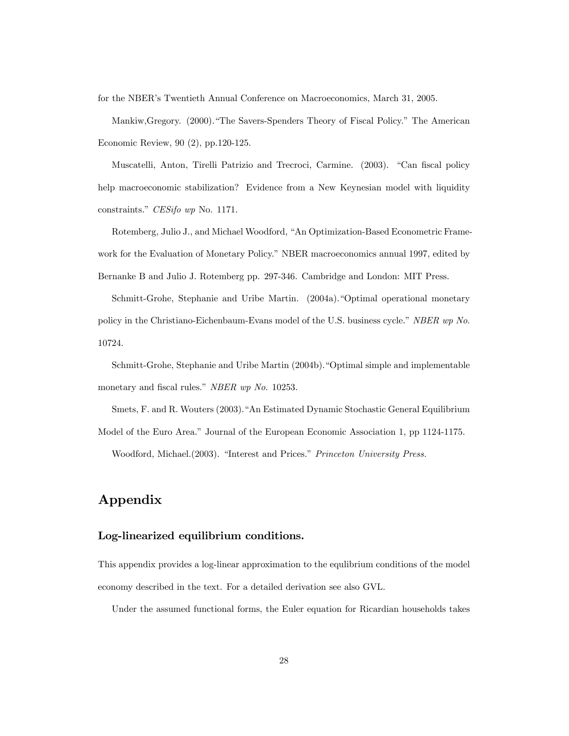for the NBER's Twentieth Annual Conference on Macroeconomics, March 31, 2005.

Mankiw,Gregory. (2000)."The Savers-Spenders Theory of Fiscal Policy." The American Economic Review, 90 (2), pp.120-125.

Muscatelli, Anton, Tirelli Patrizio and Trecroci, Carmine. (2003). "Can fiscal policy help macroeconomic stabilization? Evidence from a New Keynesian model with liquidity constraints." *CESifo wp* No. 1171.

Rotemberg, Julio J., and Michael Woodford, "An Optimization-Based Econometric Framework for the Evaluation of Monetary Policy." NBER macroeconomics annual 1997, edited by Bernanke B and Julio J. Rotemberg pp. 297-346. Cambridge and London: MIT Press.

Schmitt-Grohe, Stephanie and Uribe Martin. (2004a)."Optimal operational monetary policy in the Christiano-Eichenbaum-Evans model of the U.S. business cycle." *NBER wp No.* 10724.

Schmitt-Grohe, Stephanie and Uribe Martin (2004b)."Optimal simple and implementable monetary and fiscal rules." *NBER wp No.* 10253.

Smets, F. and R. Wouters (2003)."An Estimated Dynamic Stochastic General Equilibrium Model of the Euro Area." Journal of the European Economic Association 1, pp 1124-1175.

Woodford, Michael.(2003). "Interest and Prices." *Princeton University Press.*

# Appendix

## Log-linearized equilibrium conditions.

This appendix provides a log-linear approximation to the equlibrium conditions of the model economy described in the text. For a detailed derivation see also GVL.

Under the assumed functional forms, the Euler equation for Ricardian households takes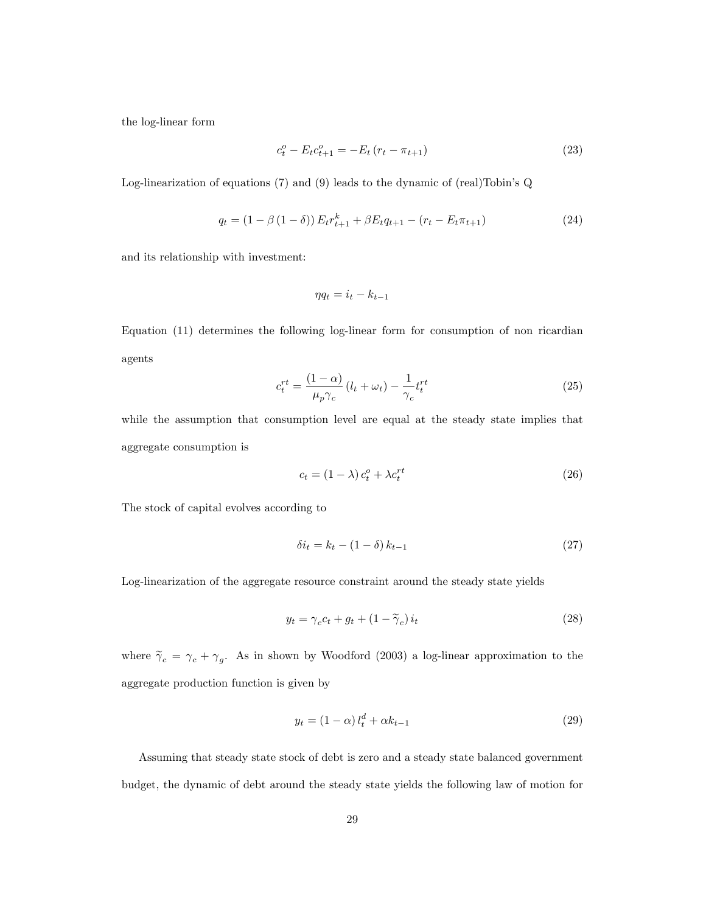the log-linear form

$$c_t^o - E_t c_{t+1}^o = -E_t \left( r_t - \pi_{t+1} \right) \tag{23}$$

Log-linearization of equations (7) and (9) leads to the dynamic of (real)Tobin's Q

$$q_t = \left(1 - \beta \left(1 - \delta\right)\right) E_t r_{t+1}^k + \beta E_t q_{t+1} - \left( r_t - E_t \pi_{t+1} \right) \tag{24}$$

and its relationship with investment:

$$\eta q_t = i_t - k_{t-1}$$

Equation (11) determines the following log-linear form for consumption of non ricardian agents

$$c_t^{rt} = \frac{(1-\alpha)}{\mu_p \gamma_c} \left( l_t + \omega_t \right) - \frac{1}{\gamma_c} t_t^{rt} \tag{25}$$

while the assumption that consumption level are equal at the steady state implies that aggregate consumption is

$$c_t = \left(1 - \lambda\right) c_t^o + \lambda c_t^{rt} \tag{26}$$

The stock of capital evolves according to

$$\delta i_t = k_t - \left(1 - \delta\right) k_{t-1} \tag{27}$$

Log-linearization of the aggregate resource constraint around the steady state yields

$$y_t = \gamma_c c_t + g_t + \left(1 - \widetilde{\gamma}_c\right) i_t \tag{28}$$

where $\widetilde{\gamma}_c = \gamma_c + \gamma_g$. As in shown by Woodford (2003) a log-linear approximation to the aggregate production function is given by

$$y_t = \left(1 - \alpha\right) l_t^d + \alpha k_{t-1} \tag{29}$$

Assuming that steady state stock of debt is zero and a steady state balanced government budget, the dynamic of debt around the steady state yields the following law of motion for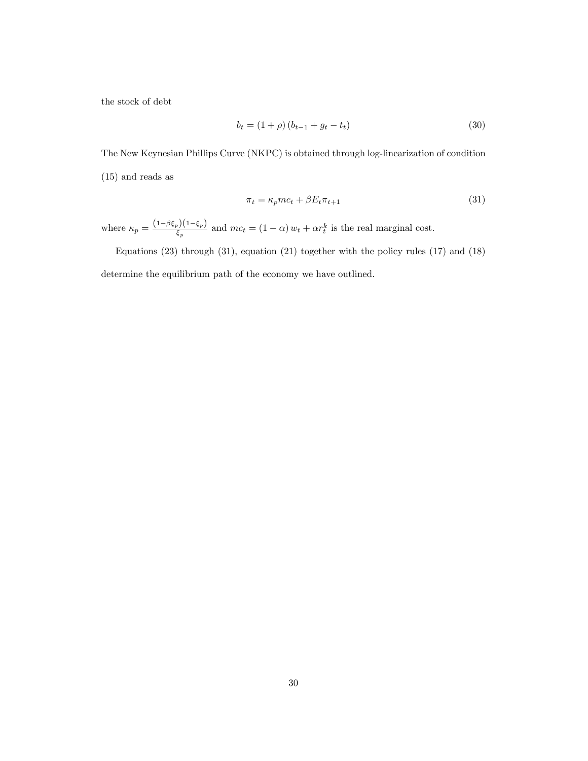the stock of debt

$$b_t = (1+\rho)(b_{t-1} + g_t - t_t) \tag{30}$$

The New Keynesian Phillips Curve (NKPC) is obtained through log-linearization of condition (15) and reads as

$$\pi_t = \kappa_p mc_t + \beta E_t \pi_{t+1} \tag{31}$$

where $\kappa_p = \frac{(1-\beta\xi_p)(1-\xi_p)}{\xi_p}$ and $mc_t = (1-\alpha) w_t + \alpha r_t^k$ is the real marginal cost.

Equations (23) through (31), equation (21) together with the policy rules (17) and (18) determine the equilibrium path of the economy we have outlined.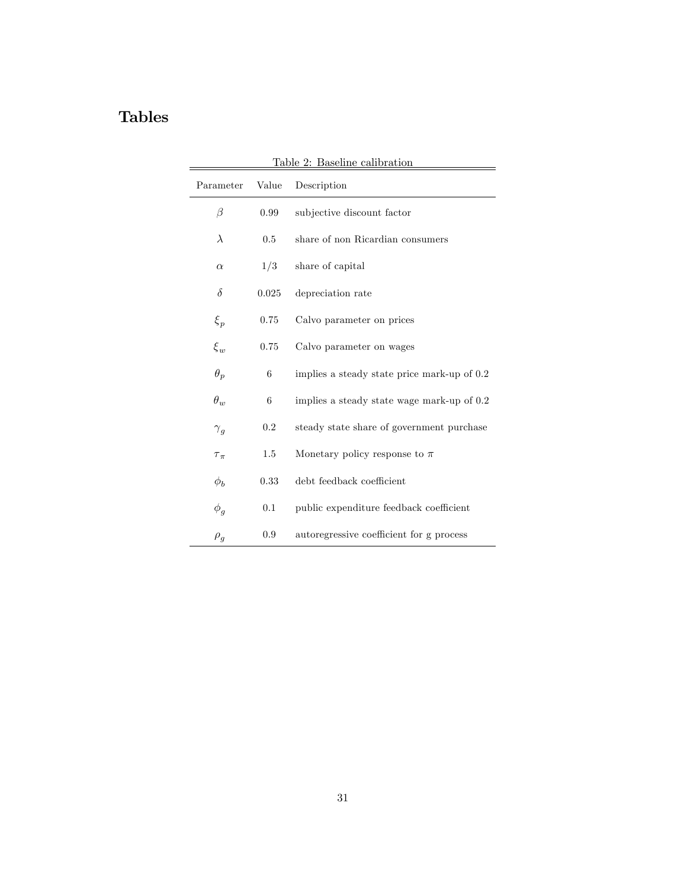# Tables

Table 2: Baseline calibration

| Parameter | Value | Description |
|---|---|---|
| $\beta$ | 0.99 | subjective discount factor |
| $\lambda$ | 0.5 | share of non Ricardian consumers |
| $\alpha$ | 1/3 | share of capital |
| $\delta$ | 0.025 | depreciation rate |
| $\xi_p$ | 0.75 | Calvo parameter on prices |
| $\xi_w$ | 0.75 | Calvo parameter on wages |
| $\theta_p$ | 6 | implies a steady state price mark-up of 0.2 |
| $\theta_w$ | 6 | implies a steady state wage mark-up of 0.2 |
| $\gamma_g$ | 0.2 | steady state share of government purchase |
| $\tau_\pi$ | 1.5 | Monetary policy response to $\pi$ |
| $\phi_b$ | 0.33 | debt feedback coefficient |
| $\phi_g$ | 0.1 | public expenditure feedback coefficient |
| $\rho_g$ | 0.9 | autoregressive coefficient for g process |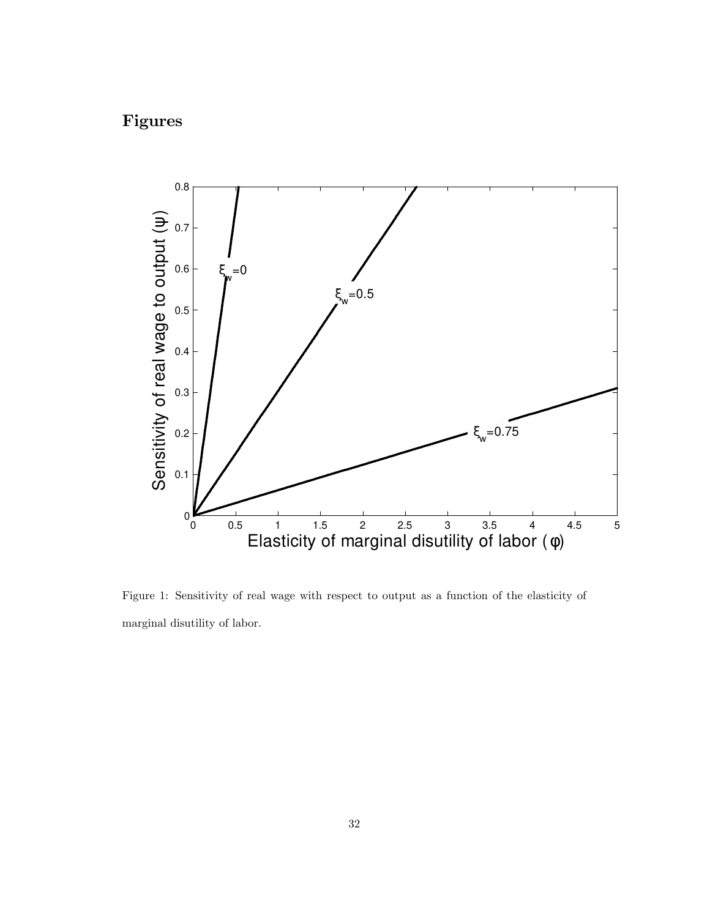## Figures

Figure 1: Sensitivity of real wage with respect to output as a function of the elasticity of marginal disutility of labor.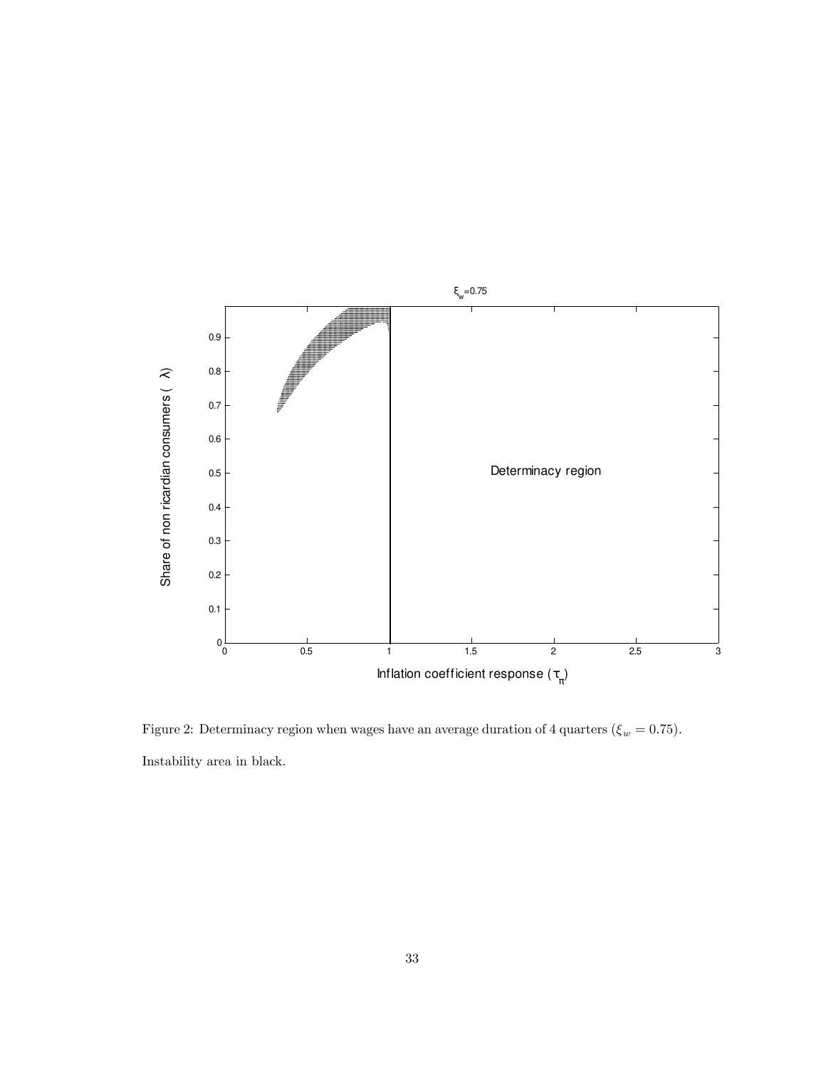$\xi_w$=0.75

Determinancy region

Share of non ricardian consumers ( $\lambda$)

Inflation coefficient response ($\tau_\pi$)

Figure 2: Determinacy region when wages have an average duration of 4 quarters ($\xi_w = 0.75$). Instability area in black.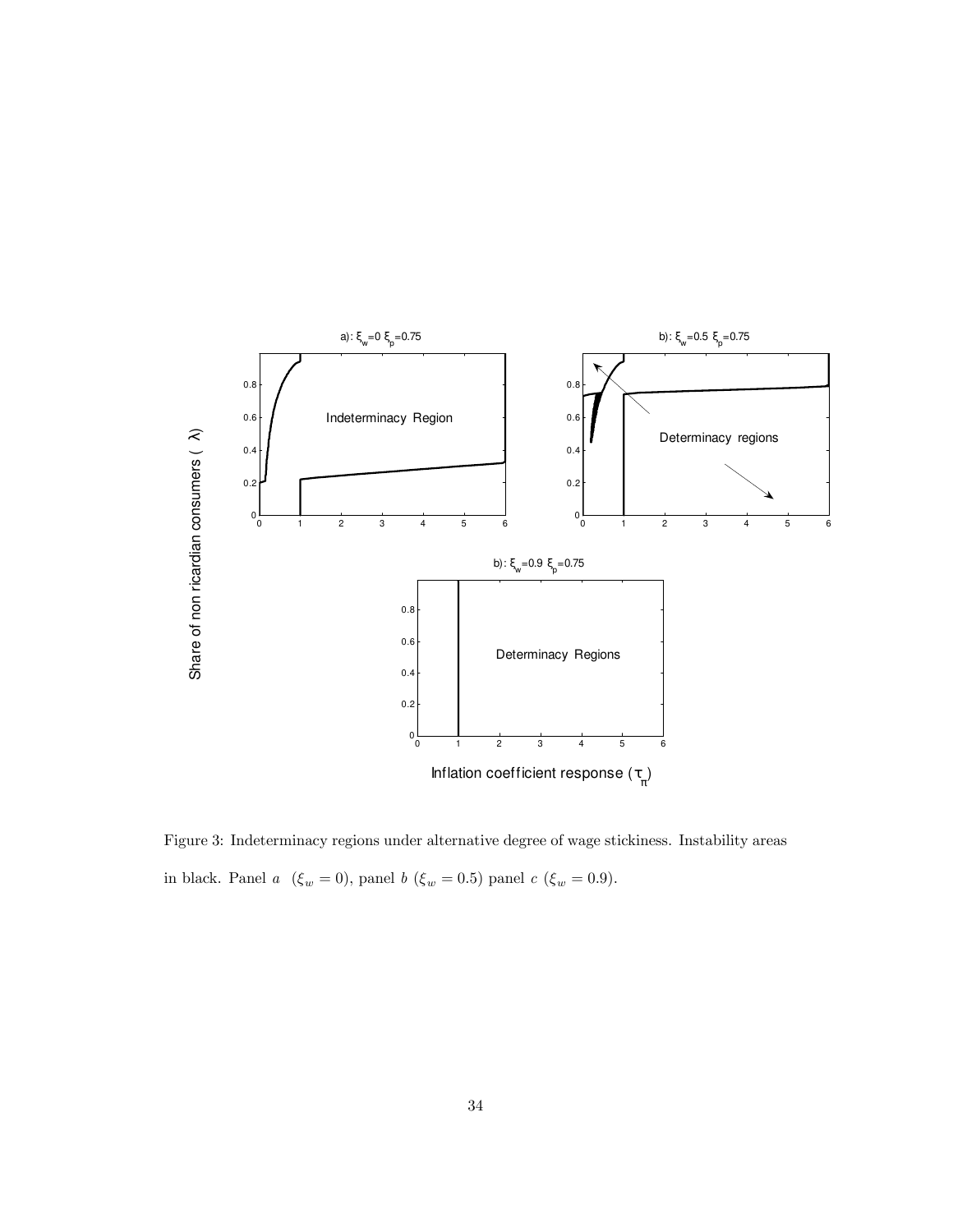Figure 3: Indeterminacy regions under alternative degree of wage stickiness. Instability areas in black. Panel $a$ ($\xi_w = 0$), panel $b$ ($\xi_w = 0.5$) panel $c$ ($\xi_w = 0.9$).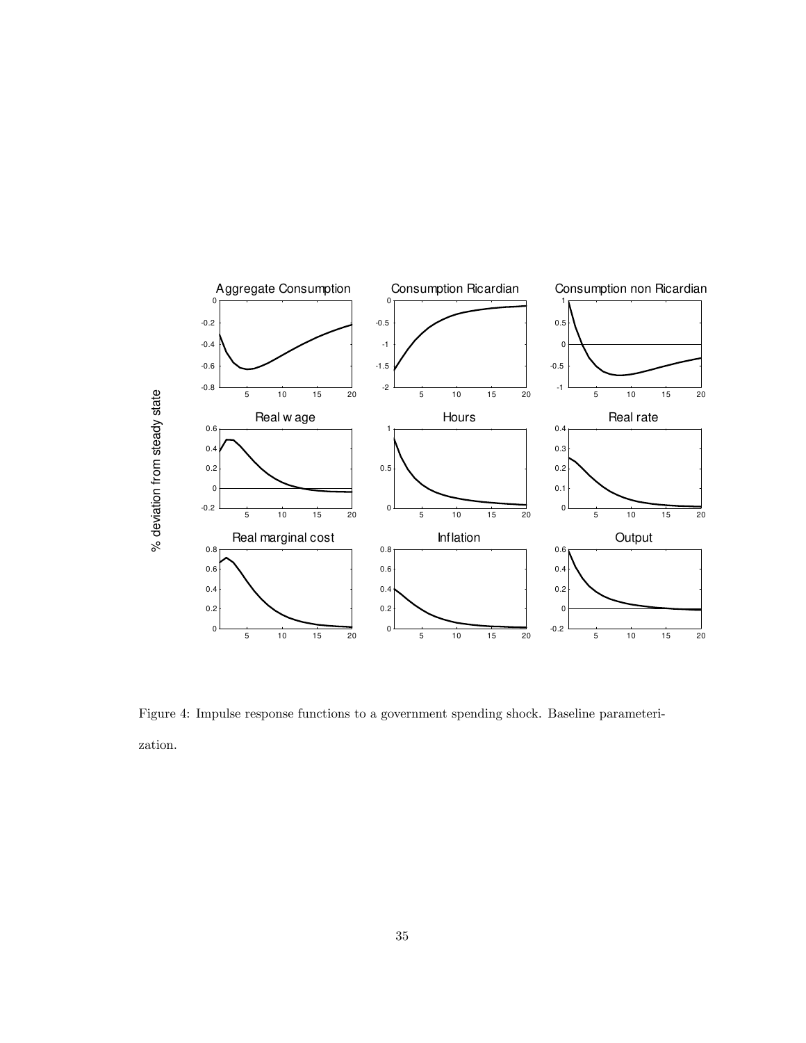Figure 4: Impulse response functions to a government spending shock. Baseline parameterization.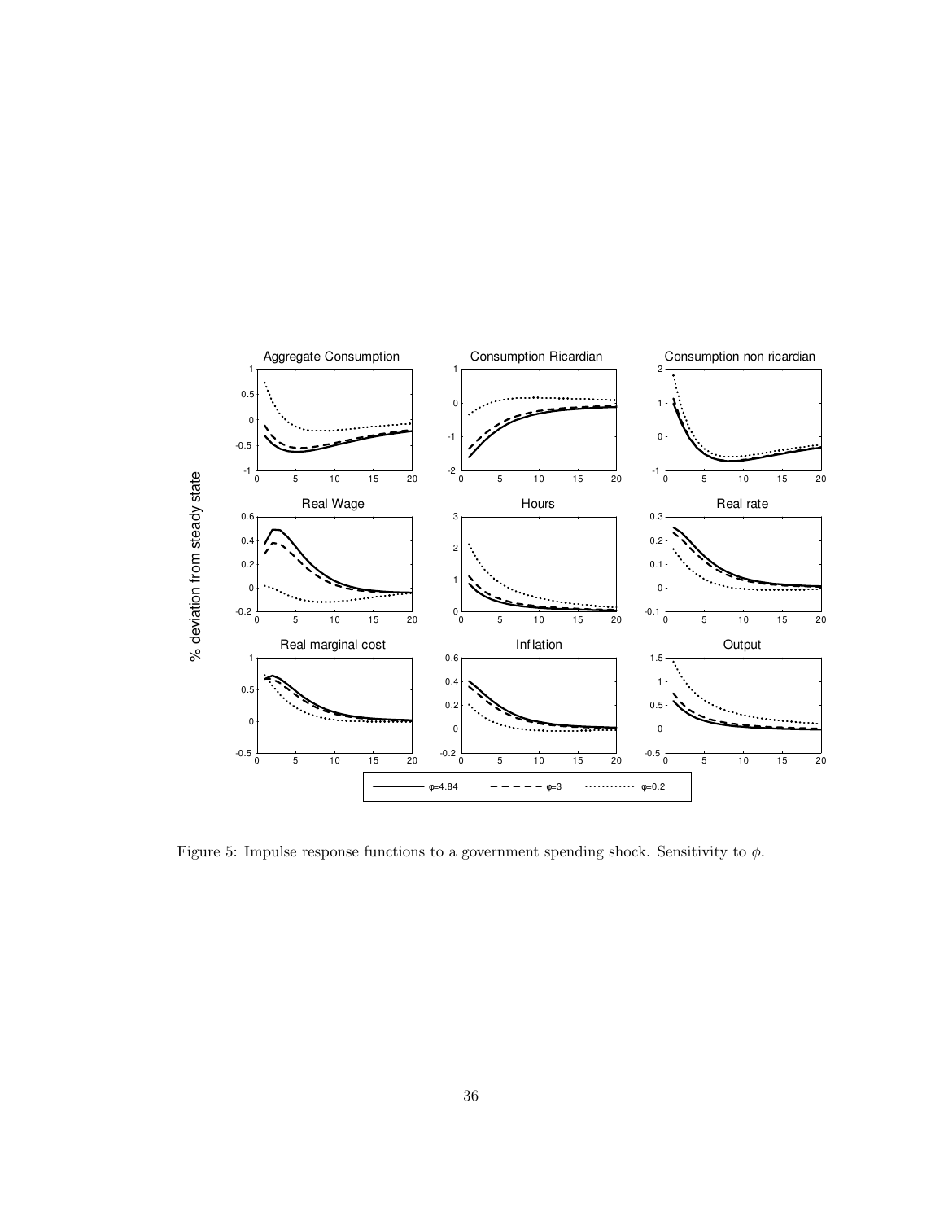Figure 5: Impulse response functions to a government spending shock. Sensitivity to $\phi$.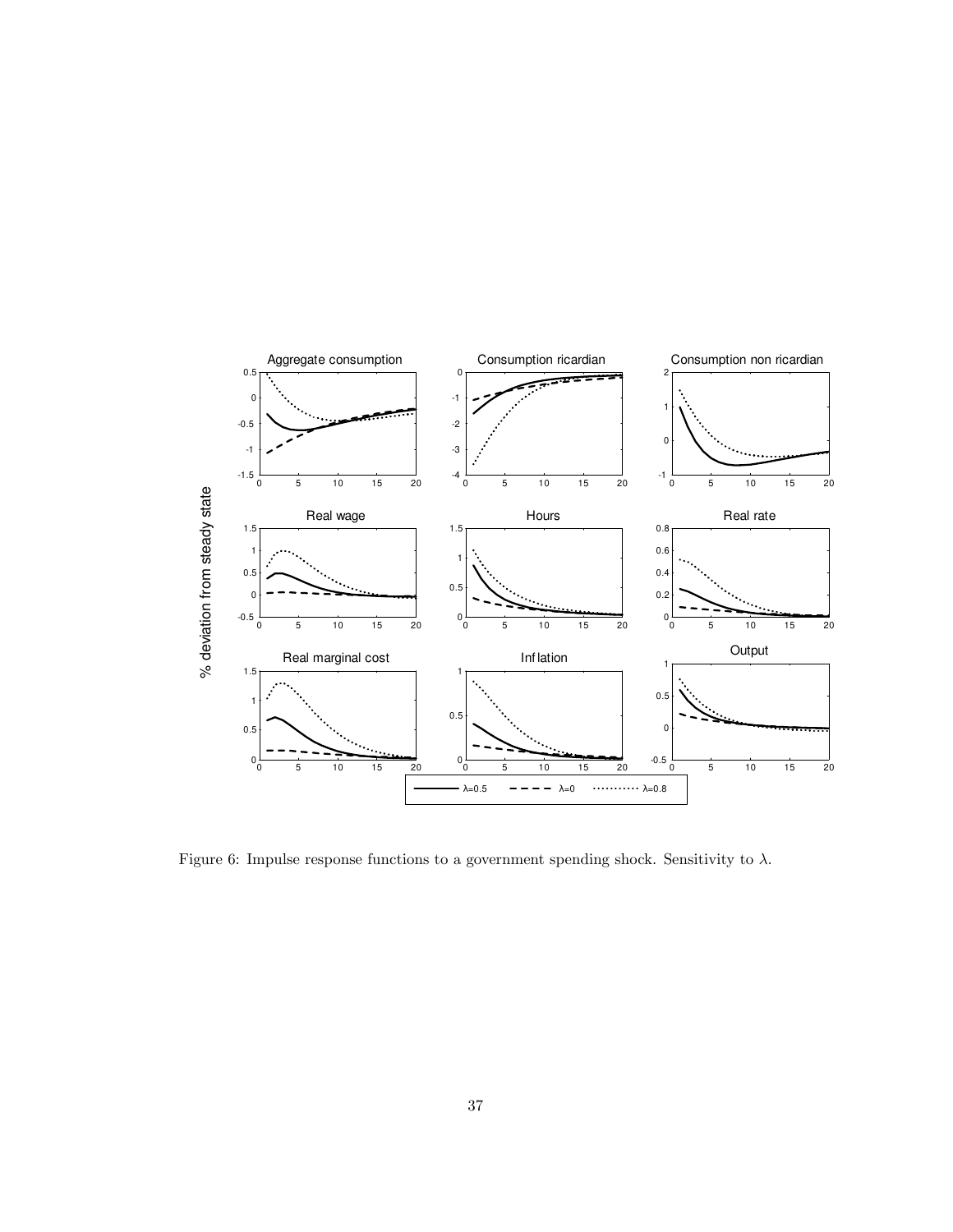Figure 6: Impulse response functions to a government spending shock. Sensitivity to $\lambda$.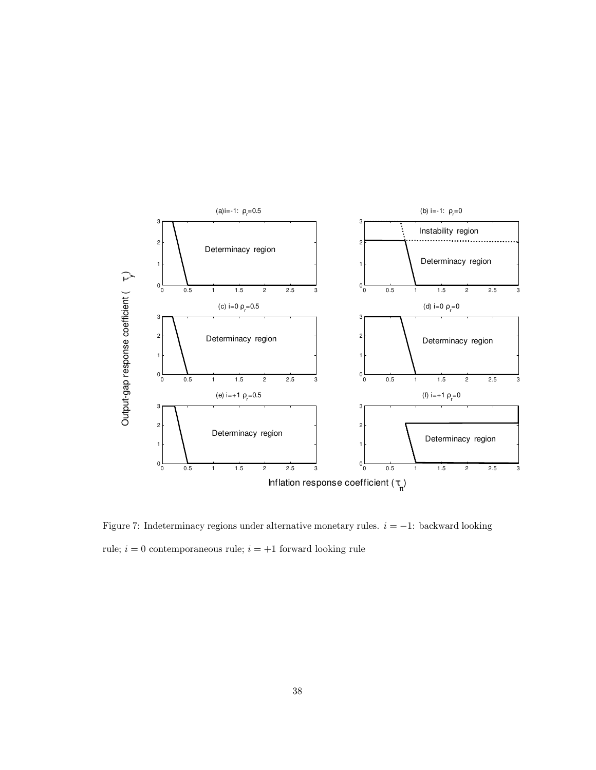Figure 7: Indeterminacy regions under alternative monetary rules. $i = -1$: backward looking rule; $i = 0$ contemporaneous rule; $i = +1$ forward looking rule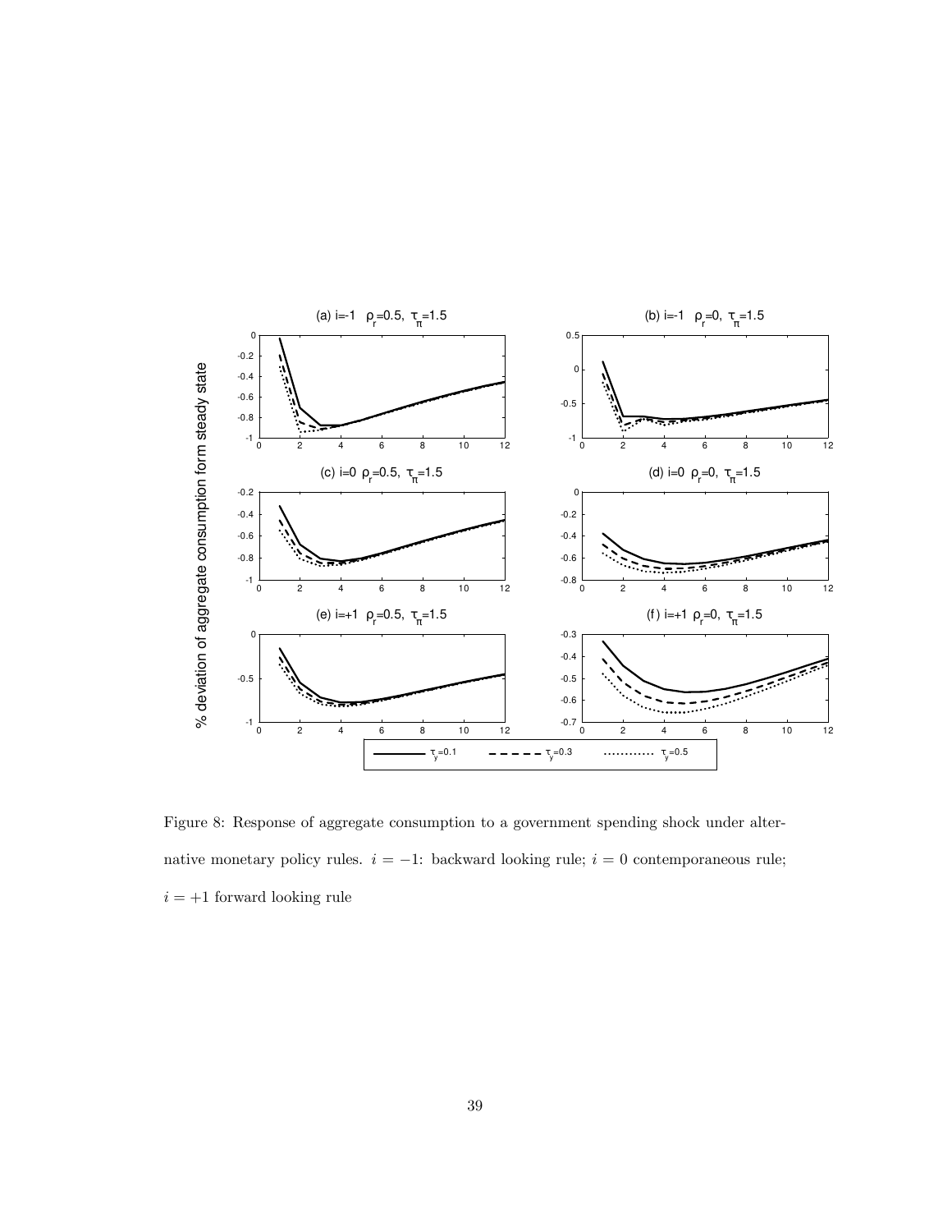% deviation of aggregate consumption form steady state

(a) i=-1 $\rho_r$=0.5, $\tau_\pi$=1.5

0
-0.2
-0.4
-0.6
-0.8
-1
0 2 4 6 8 10 12

(b) i=-1 $\rho_r$=0, $\tau_\pi$=1.5

0.5
0
-0.5
-1
0 2 4 6 8 10 12

(c) i=0 $\rho_r$=0.5, $\tau_\pi$=1.5

-0.2
-0.4
-0.6
-0.8
-1
0 2 4 6 8 10 12

(d) i=0 $\rho_r$=0, $\tau_\pi$=1.5

0
-0.2
-0.4
-0.6
-0.8
0 2 4 6 8 10 12

(e) i=+1 $\rho_r$=0.5, $\tau_\pi$=1.5

0
-0.5
-1
0 2 4 6 8 10 12

(f) i=+1 $\rho_r$=0, $\tau_\pi$=1.5

-0.3
-0.4
-0.5
-0.6
-0.7
0 2 4 6 8 10 12

$\tau_y$=0.1 $\tau_y$=0.3 $\tau_y$=0.5

Figure 8: Response of aggregate consumption to a government spending shock under alternative monetary policy rules. $i = -1$: backward looking rule; $i = 0$ contemporaneous rule; $i = +1$ forward looking rule